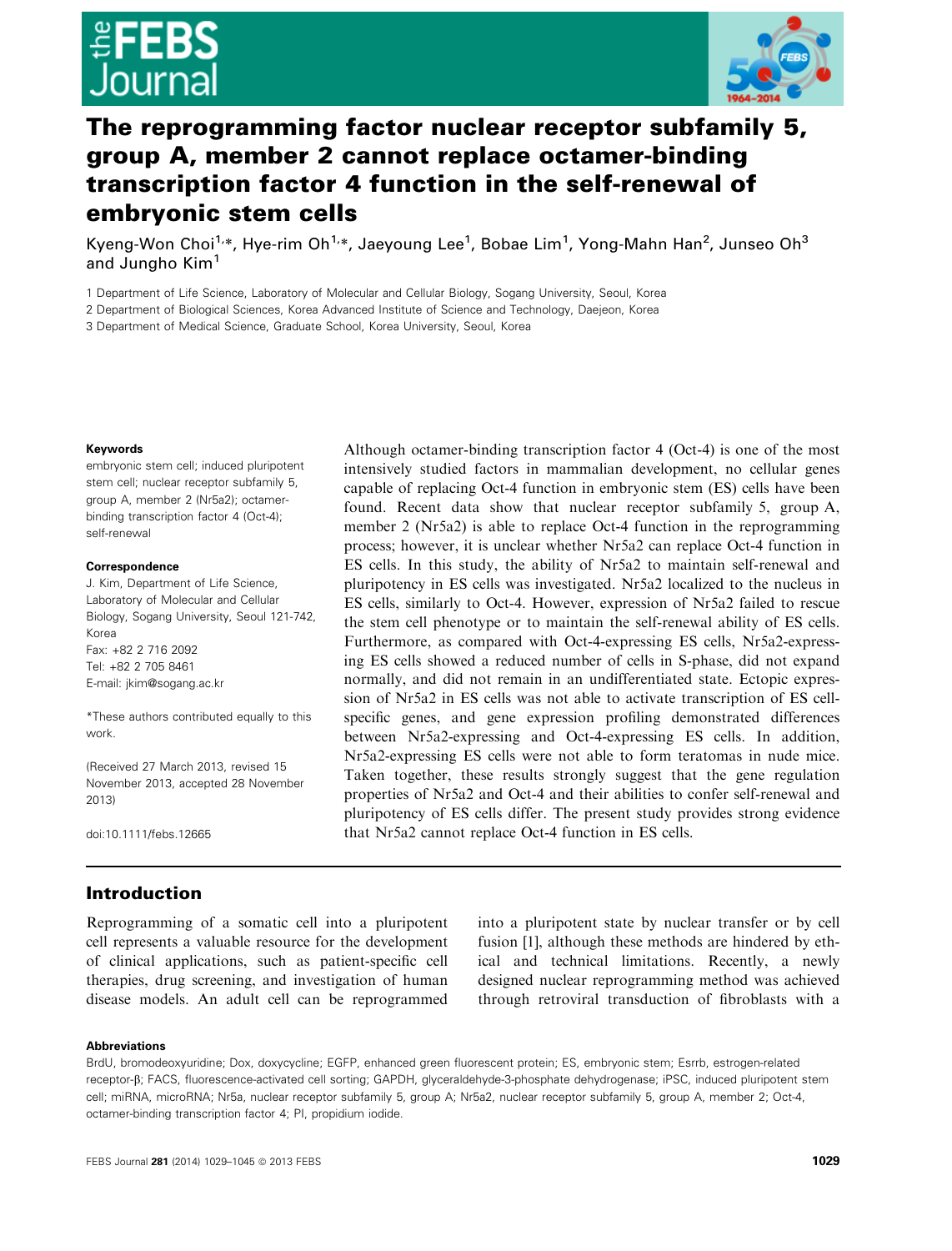# The reprogramming factor nuclear receptor subfamily 5, group A, member 2 cannot replace octamer-binding transcription factor 4 function in the self-renewal of embryonic stem cells

Kyeng-Won Choi[1,*], Hye-rim Oh[1,*], Jaeyoung Lee[1], Bobae Lim[1], Yong-Mahn Han[2], Junseo Oh[3] and Jungho Kim[1]

1 Department of Life Science, Laboratory of Molecular and Cellular Biology, Sogang University, Seoul, Korea
2 Department of Biological Sciences, Korea Advanced Institute of Science and Technology, Daejeon, Korea
3 Department of Medical Science, Graduate School, Korea University, Seoul, Korea

**Keywords**

embryonic stem cell; induced pluripotent stem cell; nuclear receptor subfamily 5, group A, member 2 (Nr5a2); octamer-binding transcription factor 4 (Oct-4); self-renewal

**Correspondence**

J. Kim, Department of Life Science, Laboratory of Molecular and Cellular Biology, Sogang University, Seoul 121-742, Korea
Fax: +82 2 716 2092
Tel: +82 2 705 8461
E-mail: jkim@sogang.ac.kr

*These authors contributed equally to this work.

(Received 27 March 2013, revised 15 November 2013, accepted 28 November 2013)

doi:10.1111/febs.12665

Although octamer-binding transcription factor 4 (Oct-4) is one of the most intensively studied factors in mammalian development, no cellular genes capable of replacing Oct-4 function in embryonic stem (ES) cells have been found. Recent data show that nuclear receptor subfamily 5, group A, member 2 (Nr5a2) is able to replace Oct-4 function in the reprogramming process; however, it is unclear whether Nr5a2 can replace Oct-4 function in ES cells. In this study, the ability of Nr5a2 to maintain self-renewal and pluripotency in ES cells was investigated. Nr5a2 localized to the nucleus in ES cells, similarly to Oct-4. However, expression of Nr5a2 failed to rescue the stem cell phenotype or to maintain the self-renewal ability of ES cells. Furthermore, as compared with Oct-4-expressing ES cells, Nr5a2-expressing ES cells showed a reduced number of cells in S-phase, did not expand normally, and did not remain in an undifferentiated state. Ectopic expression of Nr5a2 in ES cells was not able to activate transcription of ES cell-specific genes, and gene expression profiling demonstrated differences between Nr5a2-expressing and Oct-4-expressing ES cells. In addition, Nr5a2-expressing ES cells were not able to form teratomas in nude mice. Taken together, these results strongly suggest that the gene regulation properties of Nr5a2 and Oct-4 and their abilities to confer self-renewal and pluripotency of ES cells differ. The present study provides strong evidence that Nr5a2 cannot replace Oct-4 function in ES cells.

## Introduction

Reprogramming of a somatic cell into a pluripotent cell represents a valuable resource for the development of clinical applications, such as patient-specific cell therapies, drug screening, and investigation of human disease models. An adult cell can be reprogrammed into a pluripotent state by nuclear transfer or by cell fusion [1], although these methods are hindered by ethical and technical limitations. Recently, a newly designed nuclear reprogramming method was achieved through retroviral transduction of fibroblasts with a

**Abbreviations**

BrdU, bromodeoxyuridine; Dox, doxycycline; EGFP, enhanced green fluorescent protein; ES, embryonic stem; Esrrb, estrogen-related receptor-β; FACS, fluorescence-activated cell sorting; GAPDH, glyceraldehyde-3-phosphate dehydrogenase; iPSC, induced pluripotent stem cell; miRNA, microRNA; Nr5a, nuclear receptor subfamily 5, group A; Nr5a2, nuclear receptor subfamily 5, group A, member 2; Oct-4, octamer-binding transcription factor 4; PI, propidium iodide.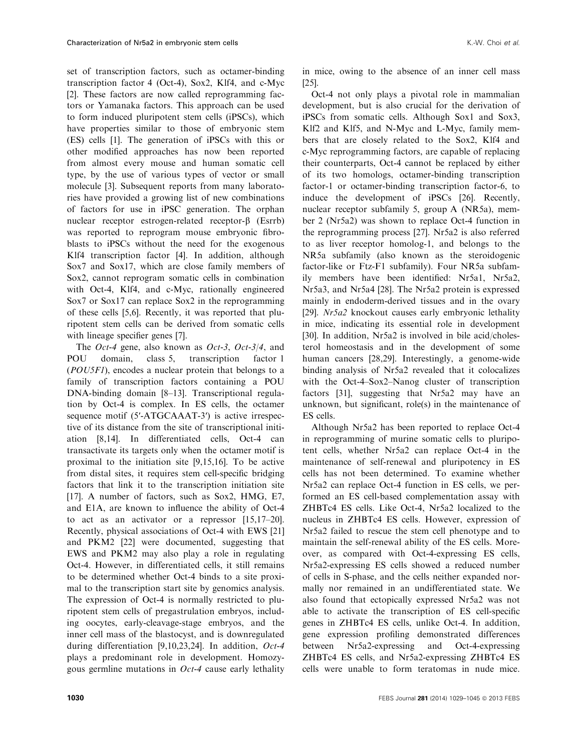set of transcription factors, such as octamer-binding transcription factor 4 (Oct-4), Sox2, Klf4, and c-Myc [2]. These factors are now called reprogramming factors or Yamanaka factors. This approach can be used to form induced pluripotent stem cells (iPSCs), which have properties similar to those of embryonic stem (ES) cells [1]. The generation of iPSCs with this or other modified approaches has now been reported from almost every mouse and human somatic cell type, by the use of various types of vector or small molecule [3]. Subsequent reports from many laboratories have provided a growing list of new combinations of factors for use in iPSC generation. The orphan nuclear receptor estrogen-related receptor-β (Esrrb) was reported to reprogram mouse embryonic fibroblasts to iPSCs without the need for the exogenous Klf4 transcription factor [4]. In addition, although Sox7 and Sox17, which are close family members of Sox2, cannot reprogram somatic cells in combination with Oct-4, Klf4, and c-Myc, rationally engineered Sox7 or Sox17 can replace Sox2 in the reprogramming of these cells [5,6]. Recently, it was reported that pluripotent stem cells can be derived from somatic cells with lineage specifier genes [7].

The *Oct-4* gene, also known as *Oct-3*, *Oct-3/4*, and POU domain, class 5, transcription factor 1 (*POU5F1*), encodes a nuclear protein that belongs to a family of transcription factors containing a POU DNA-binding domain [8–13]. Transcriptional regulation by Oct-4 is complex. In ES cells, the octamer sequence motif (5′-ATGCAAAT-3′) is active irrespective of its distance from the site of transcriptional initiation [8,14]. In differentiated cells, Oct-4 can transactivate its targets only when the octamer motif is proximal to the initiation site [9,15,16]. To be active from distal sites, it requires stem cell-specific bridging factors that link it to the transcription initiation site [17]. A number of factors, such as Sox2, HMG, E7, and E1A, are known to influence the ability of Oct-4 to act as an activator or a repressor [15,17–20]. Recently, physical associations of Oct-4 with EWS [21] and PKM2 [22] were documented, suggesting that EWS and PKM2 may also play a role in regulating Oct-4. However, in differentiated cells, it still remains to be determined whether Oct-4 binds to a site proximal to the transcription start site by genomics analysis. The expression of Oct-4 is normally restricted to pluripotent stem cells of pregastrulation embryos, including oocytes, early-cleavage-stage embryos, and the inner cell mass of the blastocyst, and is downregulated during differentiation [9,10,23,24]. In addition, *Oct-4* plays a predominant role in development. Homozygous germline mutations in *Oct-4* cause early lethality in mice, owing to the absence of an inner cell mass [25].

Oct-4 not only plays a pivotal role in mammalian development, but is also crucial for the derivation of iPSCs from somatic cells. Although Sox1 and Sox3, Klf2 and Klf5, and N-Myc and L-Myc, family members that are closely related to the Sox2, Klf4 and c-Myc reprogramming factors, are capable of replacing their counterparts, Oct-4 cannot be replaced by either of its two homologs, octamer-binding transcription factor-1 or octamer-binding transcription factor-6, to induce the development of iPSCs [26]. Recently, nuclear receptor subfamily 5, group A (NR5a), member 2 (Nr5a2) was shown to replace Oct-4 function in the reprogramming process [27]. Nr5a2 is also referred to as liver receptor homolog-1, and belongs to the NR5a subfamily (also known as the steroidogenic factor-like or Ftz-F1 subfamily). Four NR5a subfamily members have been identified: Nr5a1, Nr5a2, Nr5a3, and Nr5a4 [28]. The Nr5a2 protein is expressed mainly in endoderm-derived tissues and in the ovary [29]. *Nr5a2* knockout causes early embryonic lethality in mice, indicating its essential role in development [30]. In addition, Nr5a2 is involved in bile acid/cholesterol homeostasis and in the development of some human cancers [28,29]. Interestingly, a genome-wide binding analysis of Nr5a2 revealed that it colocalizes with the Oct-4–Sox2–Nanog cluster of transcription factors [31], suggesting that Nr5a2 may have an unknown, but significant, role(s) in the maintenance of ES cells.

Although Nr5a2 has been reported to replace Oct-4 in reprogramming of murine somatic cells to pluripotent cells, whether Nr5a2 can replace Oct-4 in the maintenance of self-renewal and pluripotency in ES cells has not been determined. To examine whether Nr5a2 can replace Oct-4 function in ES cells, we performed an ES cell-based complementation assay with ZHBTc4 ES cells. Like Oct-4, Nr5a2 localized to the nucleus in ZHBTc4 ES cells. However, expression of Nr5a2 failed to rescue the stem cell phenotype and to maintain the self-renewal ability of the ES cells. Moreover, as compared with Oct-4-expressing ES cells, Nr5a2-expressing ES cells showed a reduced number of cells in S-phase, and the cells neither expanded normally nor remained in an undifferentiated state. We also found that ectopically expressed Nr5a2 was not able to activate the transcription of ES cell-specific genes in ZHBTc4 ES cells, unlike Oct-4. In addition, gene expression profiling demonstrated differences between Nr5a2-expressing and Oct-4-expressing ZHBTc4 ES cells, and Nr5a2-expressing ZHBTc4 ES cells were unable to form teratomas in nude mice.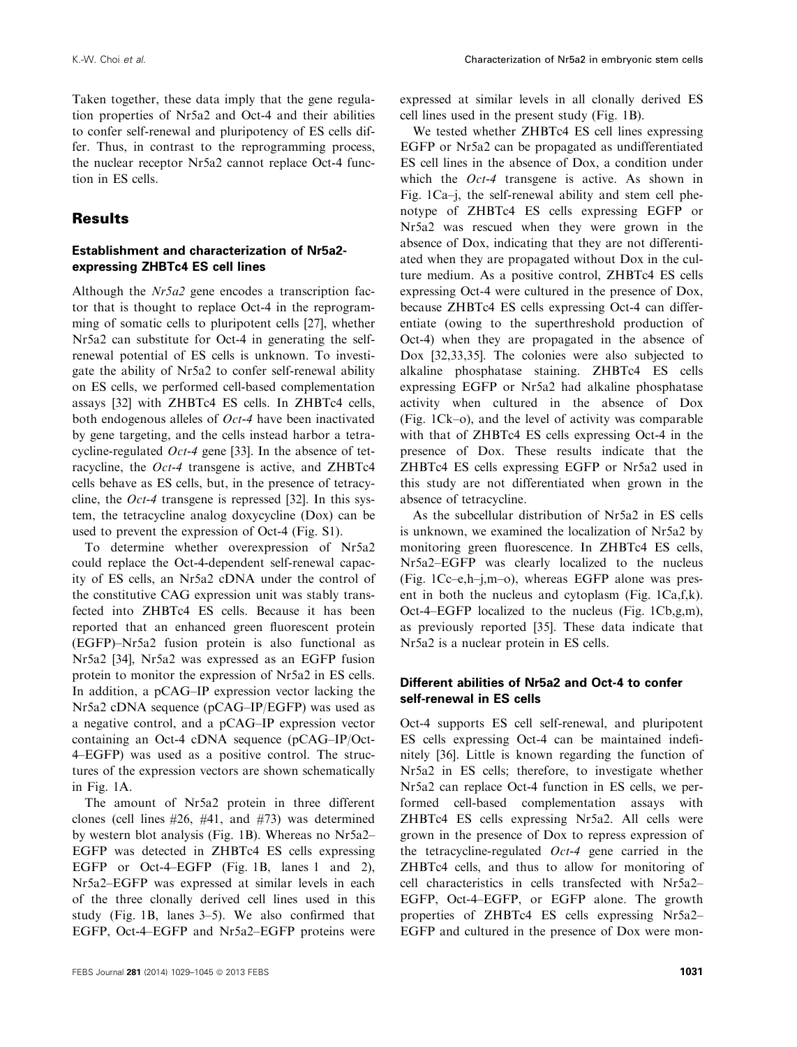Taken together, these data imply that the gene regulation properties of Nr5a2 and Oct-4 and their abilities to confer self-renewal and pluripotency of ES cells differ. Thus, in contrast to the reprogramming process, the nuclear receptor Nr5a2 cannot replace Oct-4 function in ES cells.

## Results

### Establishment and characterization of Nr5a2-expressing ZHBTc4 ES cell lines

Although the *Nr5a2* gene encodes a transcription factor that is thought to replace Oct-4 in the reprogramming of somatic cells to pluripotent cells [27], whether Nr5a2 can substitute for Oct-4 in generating the self-renewal potential of ES cells is unknown. To investigate the ability of Nr5a2 to confer self-renewal ability on ES cells, we performed cell-based complementation assays [32] with ZHBTc4 ES cells. In ZHBTc4 cells, both endogenous alleles of *Oct-4* have been inactivated by gene targeting, and the cells instead harbor a tetracycline-regulated *Oct-4* gene [33]. In the absence of tetracycline, the *Oct-4* transgene is active, and ZHBTc4 cells behave as ES cells, but, in the presence of tetracycline, the *Oct-4* transgene is repressed [32]. In this system, the tetracycline analog doxycycline (Dox) can be used to prevent the expression of Oct-4 (Fig. S1).

To determine whether overexpression of Nr5a2 could replace the Oct-4-dependent self-renewal capacity of ES cells, an Nr5a2 cDNA under the control of the constitutive CAG expression unit was stably transfected into ZHBTc4 ES cells. Because it has been reported that an enhanced green fluorescent protein (EGFP)–Nr5a2 fusion protein is also functional as Nr5a2 [34], Nr5a2 was expressed as an EGFP fusion protein to monitor the expression of Nr5a2 in ES cells. In addition, a pCAG–IP expression vector lacking the Nr5a2 cDNA sequence (pCAG–IP/EGFP) was used as a negative control, and a pCAG–IP expression vector containing an Oct-4 cDNA sequence (pCAG–IP/Oct-4–EGFP) was used as a positive control. The structures of the expression vectors are shown schematically in Fig. 1A.

The amount of Nr5a2 protein in three different clones (cell lines #26, #41, and #73) was determined by western blot analysis (Fig. 1B). Whereas no Nr5a2–EGFP was detected in ZHBTc4 ES cells expressing EGFP or Oct-4–EGFP (Fig. 1B, lanes 1 and 2), Nr5a2–EGFP was expressed at similar levels in each of the three clonally derived cell lines used in this study (Fig. 1B, lanes 3–5). We also confirmed that EGFP, Oct-4–EGFP and Nr5a2–EGFP proteins were expressed at similar levels in all clonally derived ES cell lines used in the present study (Fig. 1B).

We tested whether ZHBTc4 ES cell lines expressing EGFP or Nr5a2 can be propagated as undifferentiated ES cell lines in the absence of Dox, a condition under which the *Oct-4* transgene is active. As shown in Fig. 1Ca–j, the self-renewal ability and stem cell phenotype of ZHBTc4 ES cells expressing EGFP or Nr5a2 was rescued when they were grown in the absence of Dox, indicating that they are not differentiated when they are propagated without Dox in the culture medium. As a positive control, ZHBTc4 ES cells expressing Oct-4 were cultured in the presence of Dox, because ZHBTc4 ES cells expressing Oct-4 can differentiate (owing to the superthreshold production of Oct-4) when they are propagated in the absence of Dox [32,33,35]. The colonies were also subjected to alkaline phosphatase staining. ZHBTc4 ES cells expressing EGFP or Nr5a2 had alkaline phosphatase activity when cultured in the absence of Dox (Fig. 1Ck–o), and the level of activity was comparable with that of ZHBTc4 ES cells expressing Oct-4 in the presence of Dox. These results indicate that the ZHBTc4 ES cells expressing EGFP or Nr5a2 used in this study are not differentiated when grown in the absence of tetracycline.

As the subcellular distribution of Nr5a2 in ES cells is unknown, we examined the localization of Nr5a2 by monitoring green fluorescence. In ZHBTc4 ES cells, Nr5a2–EGFP was clearly localized to the nucleus (Fig. 1Cc–e,h–j,m–o), whereas EGFP alone was present in both the nucleus and cytoplasm (Fig. 1Ca,f,k). Oct-4–EGFP localized to the nucleus (Fig. 1Cb,g,m), as previously reported [35]. These data indicate that Nr5a2 is a nuclear protein in ES cells.

### Different abilities of Nr5a2 and Oct-4 to confer self-renewal in ES cells

Oct-4 supports ES cell self-renewal, and pluripotent ES cells expressing Oct-4 can be maintained indefinitely [36]. Little is known regarding the function of Nr5a2 in ES cells; therefore, to investigate whether Nr5a2 can replace Oct-4 function in ES cells, we performed cell-based complementation assays with ZHBTc4 ES cells expressing Nr5a2. All cells were grown in the presence of Dox to repress expression of the tetracycline-regulated *Oct-4* gene carried in the ZHBTc4 cells, and thus to allow for monitoring of cell characteristics in cells transfected with Nr5a2–EGFP, Oct-4–EGFP, or EGFP alone. The growth properties of ZHBTc4 ES cells expressing Nr5a2–EGFP and cultured in the presence of Dox were mon-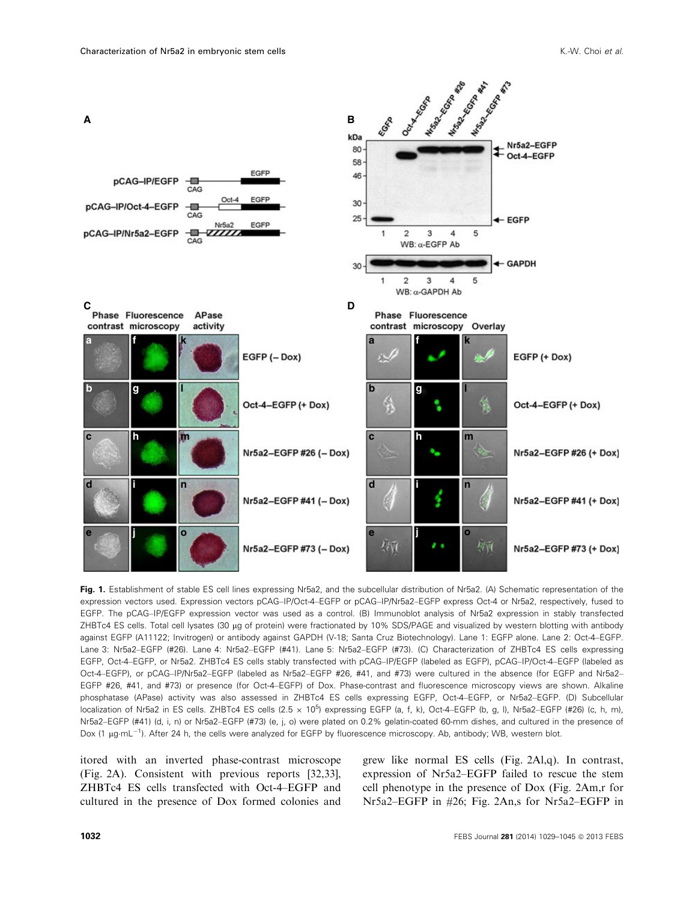**Fig. 1.** Establishment of stable ES cell lines expressing Nr5a2, and the subcellular distribution of Nr5a2. (A) Schematic representation of the expression vectors used. Expression vectors pCAG–IP/Oct-4–EGFP or pCAG–IP/Nr5a2–EGFP express Oct-4 or Nr5a2, respectively, fused to EGFP. The pCAG–IP/EGFP expression vector was used as a control. (B) Immunoblot analysis of Nr5a2 expression in stably transfected ZHBTc4 ES cells. Total cell lysates (30 μg of protein) were fractionated by 10% SDS/PAGE and visualized by western blotting with antibody against EGFP (A11122; Invitrogen) or antibody against GAPDH (V-18; Santa Cruz Biotechnology). Lane 1: EGFP alone. Lane 2: Oct-4–EGFP. Lane 3: Nr5a2–EGFP (#26). Lane 4: Nr5a2–EGFP (#41). Lane 5: Nr5a2–EGFP (#73). (C) Characterization of ZHBTc4 ES cells expressing EGFP, Oct-4–EGFP, or Nr5a2. ZHBTc4 ES cells stably transfected with pCAG–IP/EGFP (labeled as EGFP), pCAG–IP/Oct-4–EGFP (labeled as Oct-4–EGFP), or pCAG–IP/Nr5a2–EGFP (labeled as Nr5a2–EGFP #26, #41, and #73) were cultured in the absence (for EGFP and Nr5a2–EGFP #26, #41, and #73) or presence (for Oct-4–EGFP) of Dox. Phase-contrast and fluorescence microscopy views are shown. Alkaline phosphatase (APase) activity was also assessed in ZHBTc4 ES cells expressing EGFP, Oct-4–EGFP, or Nr5a2–EGFP. (D) Subcellular localization of Nr5a2 in ES cells. ZHBTc4 ES cells ($2.5 \times 10^5$) expressing EGFP (a, f, k), Oct-4–EGFP (b, g, l), Nr5a2–EGFP (#26) (c, h, m), Nr5a2–EGFP (#41) (d, i, n) or Nr5a2–EGFP (#73) (e, j, o) were plated on 0.2% gelatin-coated 60-mm dishes, and cultured in the presence of Dox (1 μg·mL$^{-1}$). After 24 h, the cells were analyzed for EGFP by fluorescence microscopy. Ab, antibody; WB, western blot.

itored with an inverted phase-contrast microscope (Fig. 2A). Consistent with previous reports [32,33], ZHBTc4 ES cells transfected with Oct-4–EGFP and cultured in the presence of Dox formed colonies and grew like normal ES cells (Fig. 2Al,q). In contrast, expression of Nr5a2–EGFP failed to rescue the stem cell phenotype in the presence of Dox (Fig. 2Am,r for Nr5a2–EGFP in #26; Fig. 2An,s for Nr5a2–EGFP in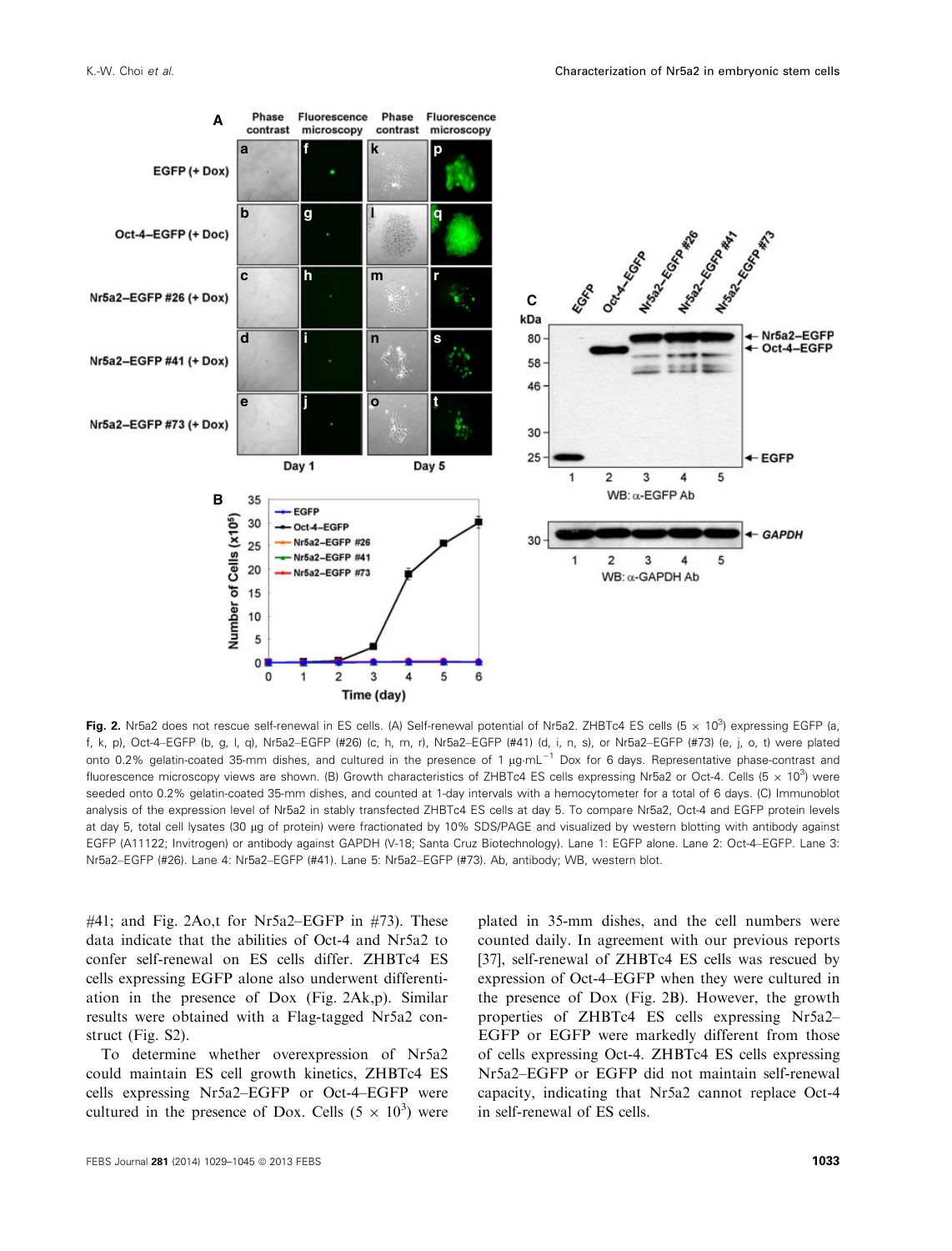**Fig. 2.** Nr5a2 does not rescue self-renewal in ES cells. (A) Self-renewal potential of Nr5a2. ZHBTc4 ES cells ($5 \times 10^3$) expressing EGFP (a, f, k, p), Oct-4–EGFP (b, g, l, q), Nr5a2–EGFP (#26) (c, h, m, r), Nr5a2–EGFP (#41) (d, i, n, s), or Nr5a2–EGFP (#73) (e, j, o, t) were plated onto 0.2% gelatin-coated 35-mm dishes, and cultured in the presence of 1 $\mu g \cdot mL^{-1}$ Dox for 6 days. Representative phase-contrast and fluorescence microscopy views are shown. (B) Growth characteristics of ZHBTc4 ES cells expressing Nr5a2 or Oct-4. Cells ($5 \times 10^3$) were seeded onto 0.2% gelatin-coated 35-mm dishes, and counted at 1-day intervals with a hemocytometer for a total of 6 days. (C) Immunoblot analysis of the expression level of Nr5a2 in stably transfected ZHBTc4 ES cells at day 5. To compare Nr5a2, Oct-4 and EGFP protein levels at day 5, total cell lysates (30 μg of protein) were fractionated by 10% SDS/PAGE and visualized by western blotting with antibody against EGFP (A11122; Invitrogen) or antibody against GAPDH (V-18; Santa Cruz Biotechnology). Lane 1: EGFP alone. Lane 2: Oct-4–EGFP. Lane 3: Nr5a2–EGFP (#26). Lane 4: Nr5a2–EGFP (#41). Lane 5: Nr5a2–EGFP (#73). Ab, antibody; WB, western blot.

#41; and Fig. 2Ao,t for Nr5a2–EGFP in #73). These data indicate that the abilities of Oct-4 and Nr5a2 to confer self-renewal on ES cells differ. ZHBTc4 ES cells expressing EGFP alone also underwent differentiation in the presence of Dox (Fig. 2Ak,p). Similar results were obtained with a Flag-tagged Nr5a2 construct (Fig. S2).

To determine whether overexpression of Nr5a2 could maintain ES cell growth kinetics, ZHBTc4 ES cells expressing Nr5a2–EGFP or Oct-4–EGFP were cultured in the presence of Dox. Cells ($5 \times 10^3$) were plated in 35-mm dishes, and the cell numbers were counted daily. In agreement with our previous reports [37], self-renewal of ZHBTc4 ES cells was rescued by expression of Oct-4–EGFP when they were cultured in the presence of Dox (Fig. 2B). However, the growth properties of ZHBTc4 ES cells expressing Nr5a2–EGFP or EGFP were markedly different from those of cells expressing Oct-4. ZHBTc4 ES cells expressing Nr5a2–EGFP or EGFP did not maintain self-renewal capacity, indicating that Nr5a2 cannot replace Oct-4 in self-renewal of ES cells.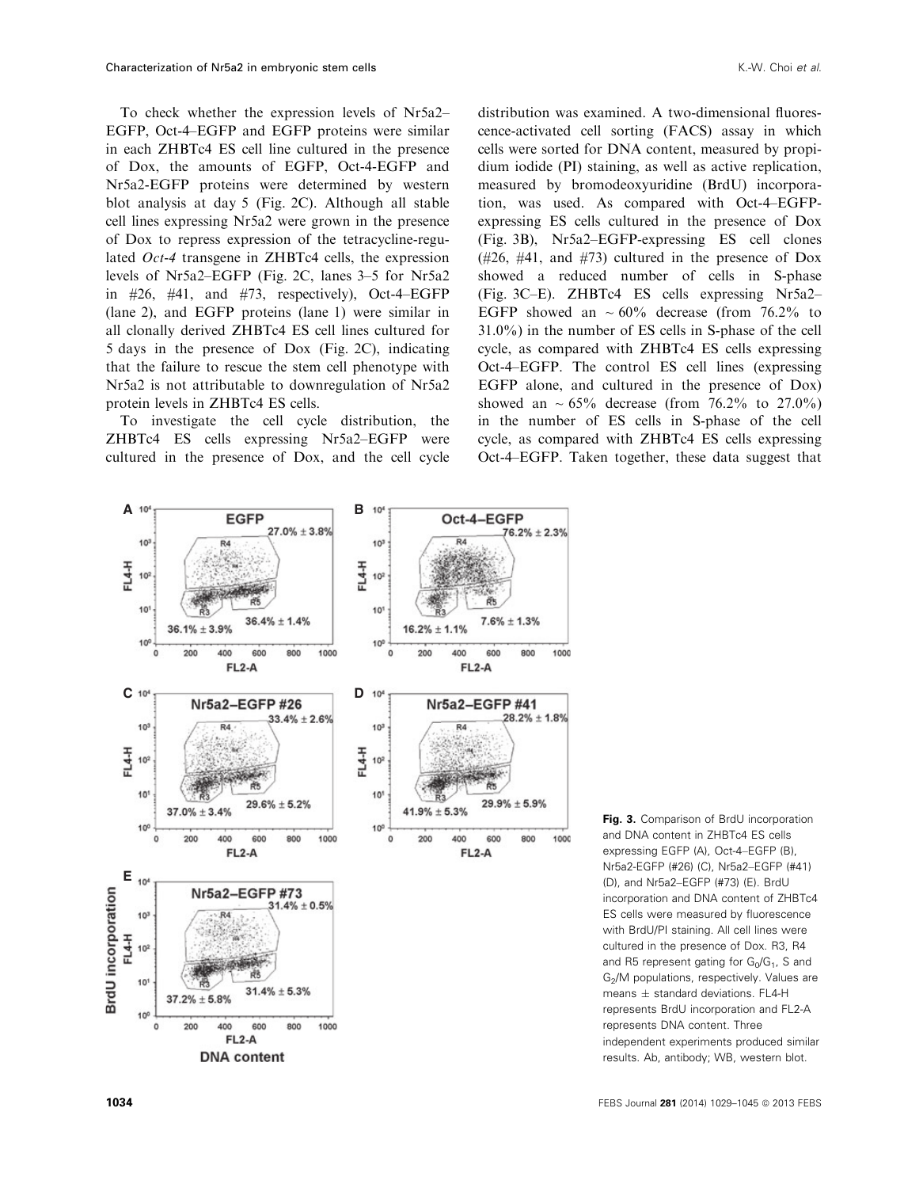To check whether the expression levels of Nr5a2–EGFP, Oct-4–EGFP and EGFP proteins were similar in each ZHBTc4 ES cell line cultured in the presence of Dox, the amounts of EGFP, Oct-4-EGFP and Nr5a2-EGFP proteins were determined by western blot analysis at day 5 (Fig. 2C). Although all stable cell lines expressing Nr5a2 were grown in the presence of Dox to repress expression of the tetracycline-regulated *Oct-4* transgene in ZHBTc4 cells, the expression levels of Nr5a2–EGFP (Fig. 2C, lanes 3–5 for Nr5a2 in #26, #41, and #73, respectively), Oct-4–EGFP (lane 2), and EGFP proteins (lane 1) were similar in all clonally derived ZHBTc4 ES cell lines cultured for 5 days in the presence of Dox (Fig. 2C), indicating that the failure to rescue the stem cell phenotype with Nr5a2 is not attributable to downregulation of Nr5a2 protein levels in ZHBTc4 ES cells.

To investigate the cell cycle distribution, the ZHBTc4 ES cells expressing Nr5a2–EGFP were cultured in the presence of Dox, and the cell cycle distribution was examined. A two-dimensional fluorescence-activated cell sorting (FACS) assay in which cells were sorted for DNA content, measured by propidium iodide (PI) staining, as well as active replication, measured by bromodeoxyuridine (BrdU) incorporation, was used. As compared with Oct-4–EGFP-expressing ES cells cultured in the presence of Dox (Fig. 3B), Nr5a2–EGFP-expressing ES cell clones (#26, #41, and #73) cultured in the presence of Dox showed a reduced number of cells in S-phase (Fig. 3C–E). ZHBTc4 ES cells expressing Nr5a2–EGFP showed an ~ 60% decrease (from 76.2% to 31.0%) in the number of ES cells in S-phase of the cell cycle, as compared with ZHBTc4 ES cells expressing Oct-4–EGFP. The control ES cell lines (expressing EGFP alone, and cultured in the presence of Dox) showed an ~ 65% decrease (from 76.2% to 27.0%) in the number of ES cells in S-phase of the cell cycle, as compared with ZHBTc4 ES cells expressing Oct-4–EGFP. Taken together, these data suggest that

**Fig. 3.** Comparison of BrdU incorporation and DNA content in ZHBTc4 ES cells expressing EGFP (A), Oct-4–EGFP (B), Nr5a2-EGFP (#26) (C), Nr5a2–EGFP (#41) (D), and Nr5a2–EGFP (#73) (E). BrdU incorporation and DNA content of ZHBTc4 ES cells were measured by fluorescence with BrdU/PI staining. All cell lines were cultured in the presence of Dox. R3, R4 and R5 represent gating for $G_0/G_1$, S and $G_2/M$ populations, respectively. Values are means ± standard deviations. FL4-H represents BrdU incorporation and FL2-A represents DNA content. Three independent experiments produced similar results. Ab, antibody; WB, western blot.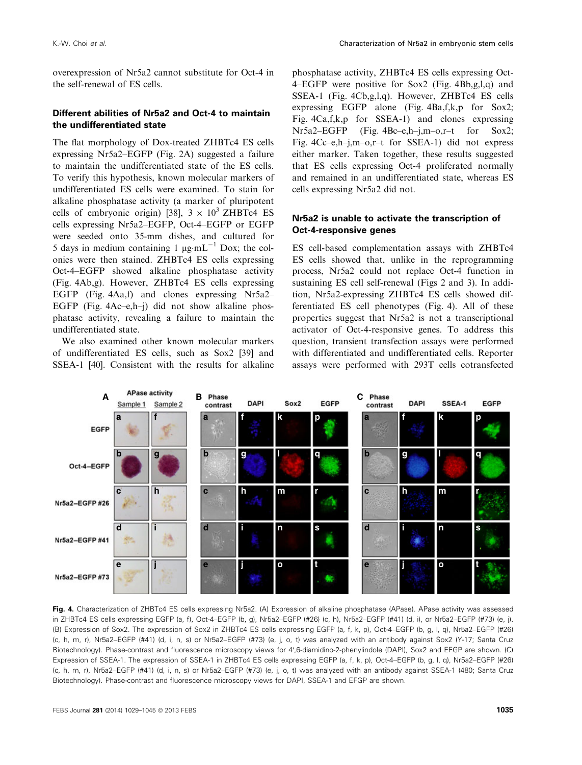overexpression of Nr5a2 cannot substitute for Oct-4 in the self-renewal of ES cells.

### Different abilities of Nr5a2 and Oct-4 to maintain the undifferentiated state

The flat morphology of Dox-treated ZHBTc4 ES cells expressing Nr5a2–EGFP (Fig. 2A) suggested a failure to maintain the undifferentiated state of the ES cells. To verify this hypothesis, known molecular markers of undifferentiated ES cells were examined. To stain for alkaline phosphatase activity (a marker of pluripotent cells of embryonic origin) [38], $3 \times 10^3$ ZHBTc4 ES cells expressing Nr5a2–EGFP, Oct-4–EGFP or EGFP were seeded onto 35-mm dishes, and cultured for 5 days in medium containing 1 $\mu g \cdot mL^{-1}$ Dox; the colonies were then stained. ZHBTc4 ES cells expressing Oct-4–EGFP showed alkaline phosphatase activity (Fig. 4Ab,g). However, ZHBTc4 ES cells expressing EGFP (Fig. 4Aa,f) and clones expressing Nr5a2–EGFP (Fig. 4Ac–e,h–j) did not show alkaline phosphatase activity, revealing a failure to maintain the undifferentiated state.

We also examined other known molecular markers of undifferentiated ES cells, such as Sox2 [39] and SSEA-1 [40]. Consistent with the results for alkaline phosphatase activity, ZHBTc4 ES cells expressing Oct-4–EGFP were positive for Sox2 (Fig. 4Bb,g,l,q) and SSEA-1 (Fig. 4Cb,g,l,q). However, ZHBTc4 ES cells expressing EGFP alone (Fig. 4Ba,f,k,p for Sox2; Fig. 4Ca,f,k,p for SSEA-1) and clones expressing Nr5a2–EGFP (Fig. 4Bc–e,h–j,m–o,r–t for Sox2; Fig. 4Cc–e,h–j,m–o,r–t for SSEA-1) did not express either marker. Taken together, these results suggested that ES cells expressing Oct-4 proliferated normally and remained in an undifferentiated state, whereas ES cells expressing Nr5a2 did not.

### Nr5a2 is unable to activate the transcription of Oct-4-responsive genes

ES cell-based complementation assays with ZHBTc4 ES cells showed that, unlike in the reprogramming process, Nr5a2 could not replace Oct-4 function in sustaining ES cell self-renewal (Figs 2 and 3). In addition, Nr5a2-expressing ZHBTc4 ES cells showed differentiated ES cell phenotypes (Fig. 4). All of these properties suggest that Nr5a2 is not a transcriptional activator of Oct-4-responsive genes. To address this question, transient transfection assays were performed with differentiated and undifferentiated cells. Reporter assays were performed with 293T cells cotransfected

**Fig. 4.** Characterization of ZHBTc4 ES cells expressing Nr5a2. (A) Expression of alkaline phosphatase (APase). APase activity was assessed in ZHBTc4 ES cells expressing EGFP (a, f), Oct-4–EGFP (b, g), Nr5a2–EGFP (#26) (c, h), Nr5a2–EGFP (#41) (d, i), or Nr5a2–EGFP (#73) (e, j). (B) Expression of Sox2. The expression of Sox2 in ZHBTc4 ES cells expressing EGFP (a, f, k, p), Oct-4–EGFP (b, g, l, q), Nr5a2–EGFP (#26) (c, h, m, r), Nr5a2–EGFP (#41) (d, i, n, s) or Nr5a2–EGFP (#73) (e, j, o, t) was analyzed with an antibody against Sox2 (Y-17; Santa Cruz Biotechnology). Phase-contrast and fluorescence microscopy views for 4′,6-diamidino-2-phenylindole (DAPI), Sox2 and EFGP are shown. (C) Expression of SSEA-1. The expression of SSEA-1 in ZHBTc4 ES cells expressing EGFP (a, f, k, p), Oct-4–EGFP (b, g, l, q), Nr5a2–EGFP (#26) (c, h, m, r), Nr5a2–EGFP (#41) (d, i, n, s) or Nr5a2–EGFP (#73) (e, j, o, t) was analyzed with an antibody against SSEA-1 (480; Santa Cruz Biotechnology). Phase-contrast and fluorescence microscopy views for DAPI, SSEA-1 and EFGP are shown.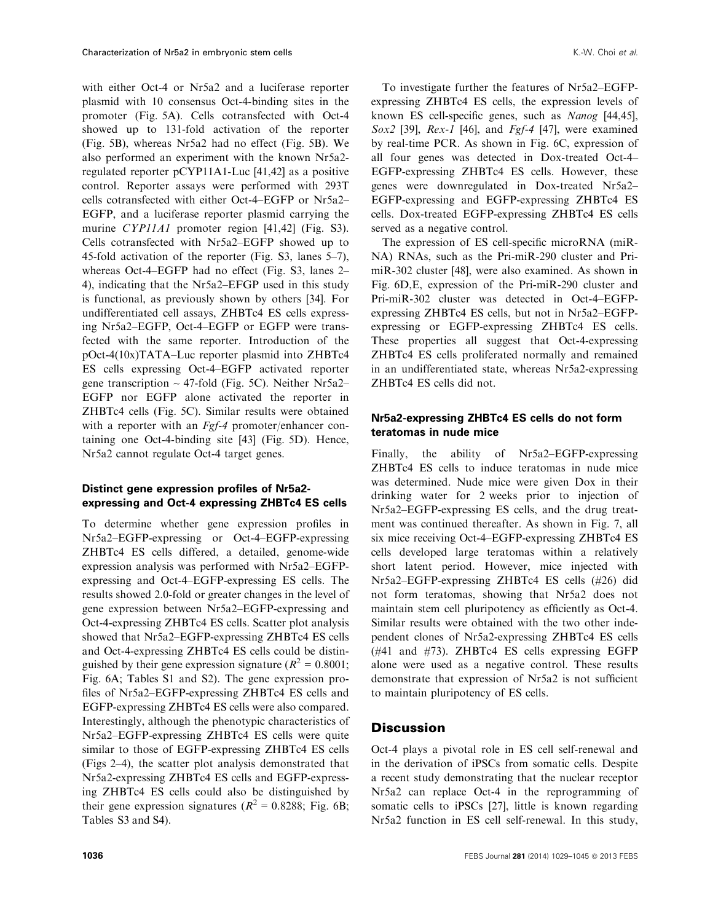with either Oct-4 or Nr5a2 and a luciferase reporter plasmid with 10 consensus Oct-4-binding sites in the promoter (Fig. 5A). Cells cotransfected with Oct-4 showed up to 131-fold activation of the reporter (Fig. 5B), whereas Nr5a2 had no effect (Fig. 5B). We also performed an experiment with the known Nr5a2-regulated reporter pCYP11A1-Luc [41,42] as a positive control. Reporter assays were performed with 293T cells cotransfected with either Oct-4–EGFP or Nr5a2–EGFP, and a luciferase reporter plasmid carrying the murine *CYP11A1* promoter region [41,42] (Fig. S3). Cells cotransfected with Nr5a2–EGFP showed up to 45-fold activation of the reporter (Fig. S3, lanes 5–7), whereas Oct-4–EGFP had no effect (Fig. S3, lanes 2–4), indicating that the Nr5a2–EFGP used in this study is functional, as previously shown by others [34]. For undifferentiated cell assays, ZHBTc4 ES cells expressing Nr5a2–EGFP, Oct-4–EGFP or EGFP were transfected with the same reporter. Introduction of the pOct-4(10x)TATA–Luc reporter plasmid into ZHBTc4 ES cells expressing Oct-4–EGFP activated reporter gene transcription ~ 47-fold (Fig. 5C). Neither Nr5a2–EGFP nor EGFP alone activated the reporter in ZHBTc4 cells (Fig. 5C). Similar results were obtained with a reporter with an *Fgf-4* promoter/enhancer containing one Oct-4-binding site [43] (Fig. 5D). Hence, Nr5a2 cannot regulate Oct-4 target genes.

### Distinct gene expression profiles of Nr5a2-expressing and Oct-4 expressing ZHBTc4 ES cells

To determine whether gene expression profiles in Nr5a2–EGFP-expressing or Oct-4–EGFP-expressing ZHBTc4 ES cells differed, a detailed, genome-wide expression analysis was performed with Nr5a2–EGFP-expressing and Oct-4–EGFP-expressing ES cells. The results showed 2.0-fold or greater changes in the level of gene expression between Nr5a2–EGFP-expressing and Oct-4-expressing ZHBTc4 ES cells. Scatter plot analysis showed that Nr5a2–EGFP-expressing ZHBTc4 ES cells and Oct-4-expressing ZHBTc4 ES cells could be distinguished by their gene expression signature ($R^2 = 0.8001$; Fig. 6A; Tables S1 and S2). The gene expression profiles of Nr5a2–EGFP-expressing ZHBTc4 ES cells and EGFP-expressing ZHBTc4 ES cells were also compared. Interestingly, although the phenotypic characteristics of Nr5a2–EGFP-expressing ZHBTc4 ES cells were quite similar to those of EGFP-expressing ZHBTc4 ES cells (Figs 2–4), the scatter plot analysis demonstrated that Nr5a2-expressing ZHBTc4 ES cells and EGFP-expressing ZHBTc4 ES cells could also be distinguished by their gene expression signatures ($R^2 = 0.8288$; Fig. 6B; Tables S3 and S4).

To investigate further the features of Nr5a2–EGFP-expressing ZHBTc4 ES cells, the expression levels of known ES cell-specific genes, such as *Nanog* [44,45], *Sox2* [39], *Rex-1* [46], and *Fgf-4* [47], were examined by real-time PCR. As shown in Fig. 6C, expression of all four genes was detected in Dox-treated Oct-4–EGFP-expressing ZHBTc4 ES cells. However, these genes were downregulated in Dox-treated Nr5a2–EGFP-expressing and EGFP-expressing ZHBTc4 ES cells. Dox-treated EGFP-expressing ZHBTc4 ES cells served as a negative control.

The expression of ES cell-specific microRNA (miRNA) RNAs, such as the Pri-miR-290 cluster and Pri-miR-302 cluster [48], were also examined. As shown in Fig. 6D,E, expression of the Pri-miR-290 cluster and Pri-miR-302 cluster was detected in Oct-4–EGFP-expressing ZHBTc4 ES cells, but not in Nr5a2–EGFP-expressing or EGFP-expressing ZHBTc4 ES cells. These properties all suggest that Oct-4-expressing ZHBTc4 ES cells proliferated normally and remained in an undifferentiated state, whereas Nr5a2-expressing ZHBTc4 ES cells did not.

### Nr5a2-expressing ZHBTc4 ES cells do not form teratomas in nude mice

Finally, the ability of Nr5a2–EGFP-expressing ZHBTc4 ES cells to induce teratomas in nude mice was determined. Nude mice were given Dox in their drinking water for 2 weeks prior to injection of Nr5a2–EGFP-expressing ES cells, and the drug treatment was continued thereafter. As shown in Fig. 7, all six mice receiving Oct-4–EGFP-expressing ZHBTc4 ES cells developed large teratomas within a relatively short latent period. However, mice injected with Nr5a2–EGFP-expressing ZHBTc4 ES cells (#26) did not form teratomas, showing that Nr5a2 does not maintain stem cell pluripotency as efficiently as Oct-4. Similar results were obtained with the two other independent clones of Nr5a2-expressing ZHBTc4 ES cells (#41 and #73). ZHBTc4 ES cells expressing EGFP alone were used as a negative control. These results demonstrate that expression of Nr5a2 is not sufficient to maintain pluripotency of ES cells.

## Discussion

Oct-4 plays a pivotal role in ES cell self-renewal and in the derivation of iPSCs from somatic cells. Despite a recent study demonstrating that the nuclear receptor Nr5a2 can replace Oct-4 in the reprogramming of somatic cells to iPSCs [27], little is known regarding Nr5a2 function in ES cell self-renewal. In this study,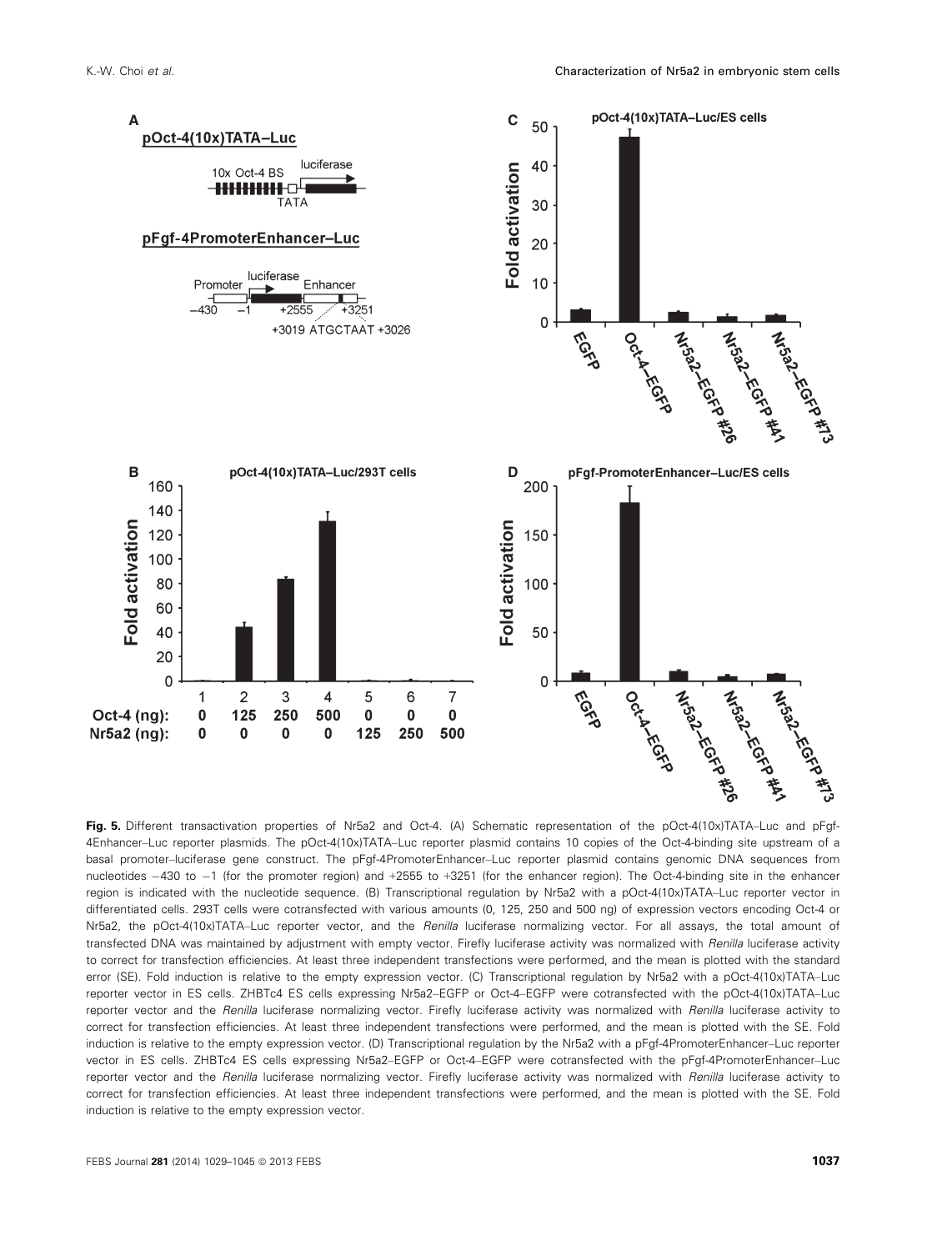**Fig. 5.** Different transactivation properties of Nr5a2 and Oct-4. (A) Schematic representation of the pOct-4(10x)TATA–Luc and pFgf-4Enhancer–Luc reporter plasmids. The pOct-4(10x)TATA–Luc reporter plasmid contains 10 copies of the Oct-4-binding site upstream of a basal promoter–luciferase gene construct. The pFgf-4PromoterEnhancer–Luc reporter plasmid contains genomic DNA sequences from nucleotides −430 to −1 (for the promoter region) and +2555 to +3251 (for the enhancer region). The Oct-4-binding site in the enhancer region is indicated with the nucleotide sequence. (B) Transcriptional regulation by Nr5a2 with a pOct-4(10x)TATA–Luc reporter vector in differentiated cells. 293T cells were cotransfected with various amounts (0, 125, 250 and 500 ng) of expression vectors encoding Oct-4 or Nr5a2, the pOct-4(10x)TATA–Luc reporter vector, and the *Renilla* luciferase normalizing vector. For all assays, the total amount of transfected DNA was maintained by adjustment with empty vector. Firefly luciferase activity was normalized with *Renilla* luciferase activity to correct for transfection efficiencies. At least three independent transfections were performed, and the mean is plotted with the standard error (SE). Fold induction is relative to the empty expression vector. (C) Transcriptional regulation by Nr5a2 with a pOct-4(10x)TATA–Luc reporter vector in ES cells. ZHBTc4 ES cells expressing Nr5a2–EGFP or Oct-4–EGFP were cotransfected with the pOct-4(10x)TATA–Luc reporter vector and the *Renilla* luciferase normalizing vector. Firefly luciferase activity was normalized with *Renilla* luciferase activity to correct for transfection efficiencies. At least three independent transfections were performed, and the mean is plotted with the SE. Fold induction is relative to the empty expression vector. (D) Transcriptional regulation by the Nr5a2 with a pFgf-4PromoterEnhancer–Luc reporter vector in ES cells. ZHBTc4 ES cells expressing Nr5a2–EGFP or Oct-4–EGFP were cotransfected with the pFgf-4PromoterEnhancer–Luc reporter vector and the *Renilla* luciferase normalizing vector. Firefly luciferase activity was normalized with *Renilla* luciferase activity to correct for transfection efficiencies. At least three independent transfections were performed, and the mean is plotted with the SE. Fold induction is relative to the empty expression vector.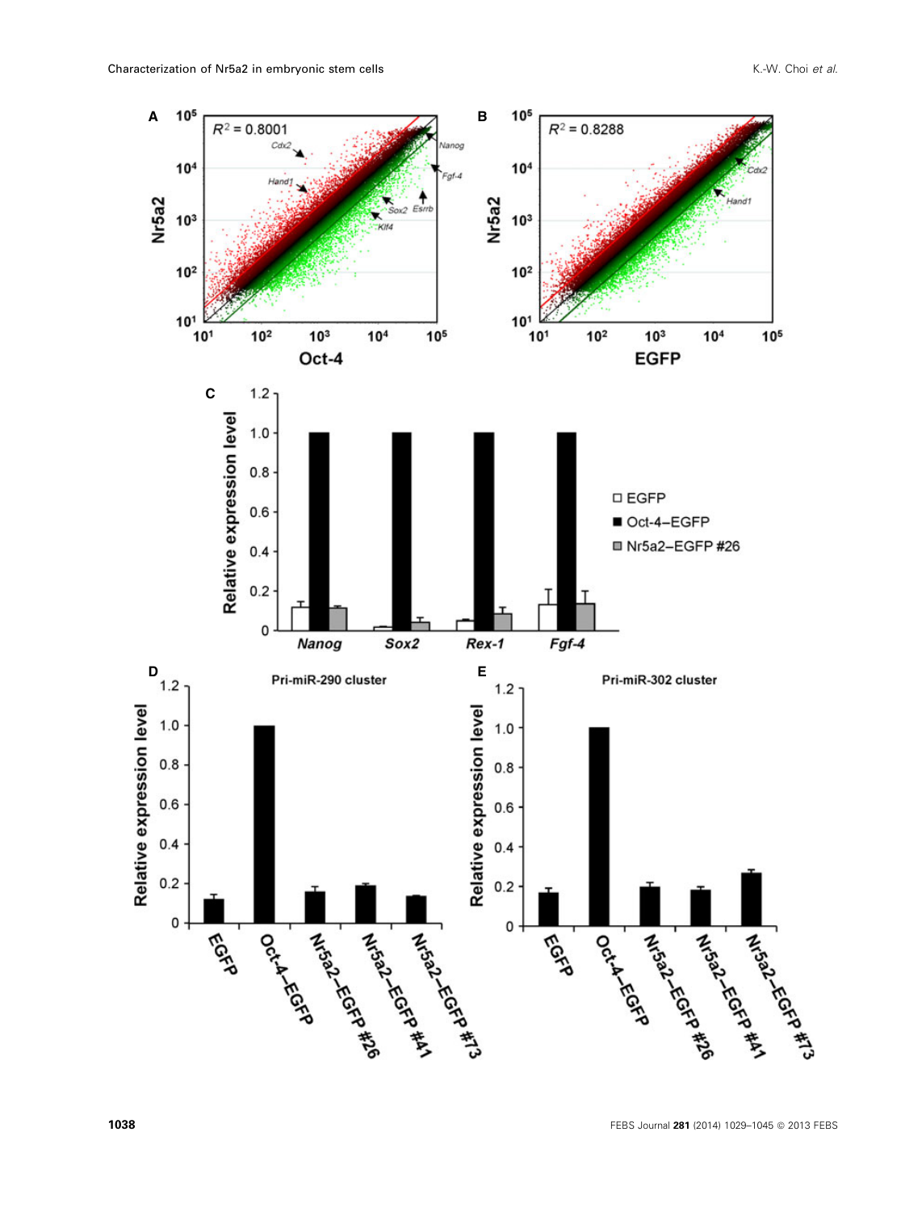**A**

$R^2 = 0.8001$

Nr5a2 vs. Oct-4 (axes $10^1$–$10^5$)

Cdx2, Hand1, Nanog, Fgf-4, Sox2, Esrrb, Klf4

**B**

$R^2 = 0.8288$

Nr5a2 vs. EGFP (axes $10^1$–$10^5$)

Cdx2, Hand1

**C**

Relative expression level (0–1.2)

Nanog, Sox2, Rex-1, Fgf-4

□ EGFP
■ Oct-4–EGFP
■ Nr5a2–EGFP #26

**D**

Pri-miR-290 cluster

Relative expression level (0–1.2)

EGFP, Oct-4–EGFP, Nr5a2–EGFP #26, Nr5a2–EGFP #41, Nr5a2–EGFP #73

**E**

Pri-miR-302 cluster

Relative expression level (0–1.2)

EGFP, Oct-4–EGFP, Nr5a2–EGFP #26, Nr5a2–EGFP #41, Nr5a2–EGFP #73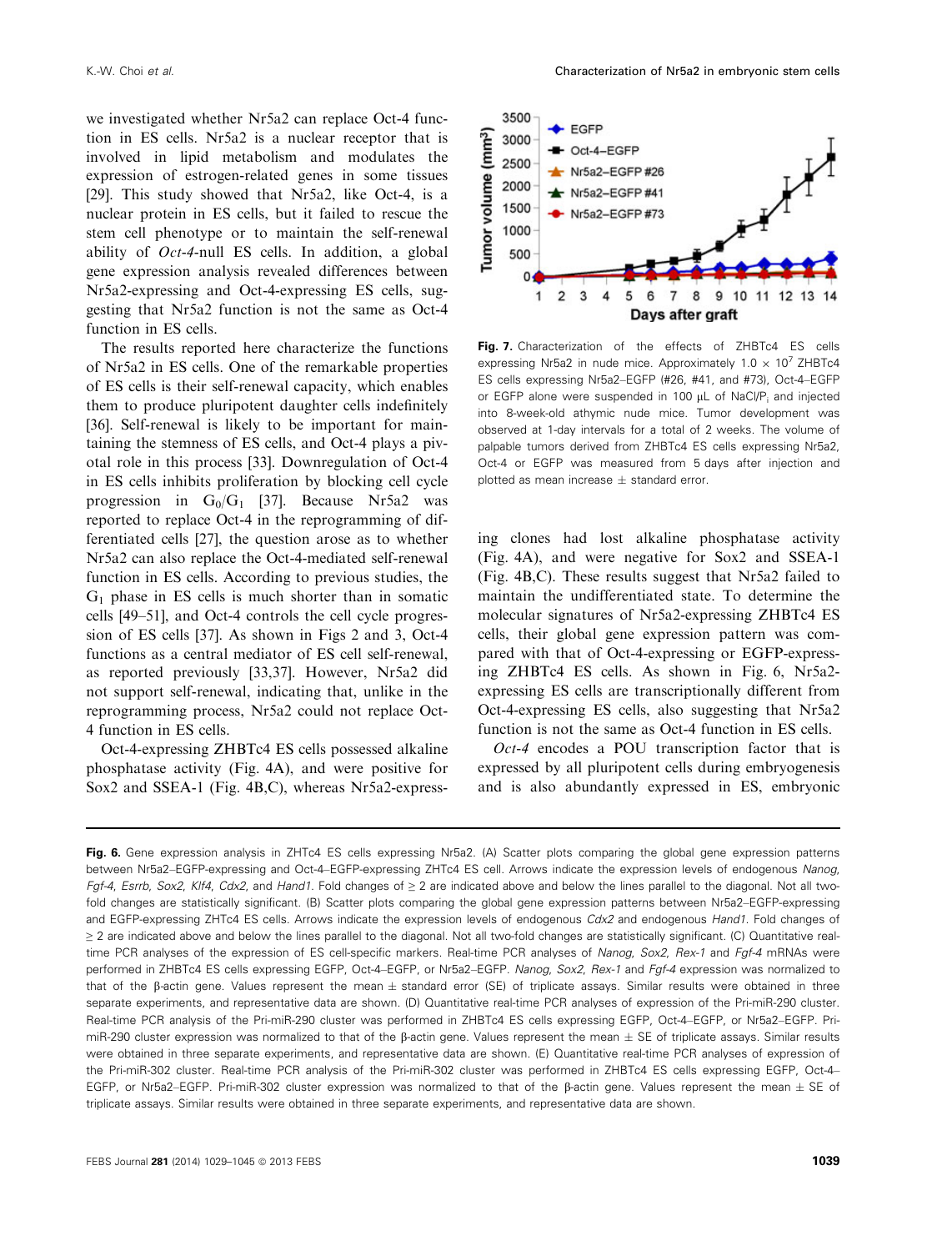we investigated whether Nr5a2 can replace Oct-4 function in ES cells. Nr5a2 is a nuclear receptor that is involved in lipid metabolism and modulates the expression of estrogen-related genes in some tissues [29]. This study showed that Nr5a2, like Oct-4, is a nuclear protein in ES cells, but it failed to rescue the stem cell phenotype or to maintain the self-renewal ability of *Oct-4*-null ES cells. In addition, a global gene expression analysis revealed differences between Nr5a2-expressing and Oct-4-expressing ES cells, suggesting that Nr5a2 function is not the same as Oct-4 function in ES cells.

The results reported here characterize the functions of Nr5a2 in ES cells. One of the remarkable properties of ES cells is their self-renewal capacity, which enables them to produce pluripotent daughter cells indefinitely [36]. Self-renewal is likely to be important for maintaining the stemness of ES cells, and Oct-4 plays a pivotal role in this process [33]. Downregulation of Oct-4 in ES cells inhibits proliferation by blocking cell cycle progression in $G_0/G_1$ [37]. Because Nr5a2 was reported to replace Oct-4 in the reprogramming of differentiated cells [27], the question arose as to whether Nr5a2 can also replace the Oct-4-mediated self-renewal function in ES cells. According to previous studies, the $G_1$ phase in ES cells is much shorter than in somatic cells [49–51], and Oct-4 controls the cell cycle progression of ES cells [37]. As shown in Figs 2 and 3, Oct-4 functions as a central mediator of ES cell self-renewal, as reported previously [33,37]. However, Nr5a2 did not support self-renewal, indicating that, unlike in the reprogramming process, Nr5a2 could not replace Oct-4 function in ES cells.

Oct-4-expressing ZHBTc4 ES cells possessed alkaline phosphatase activity (Fig. 4A), and were positive for Sox2 and SSEA-1 (Fig. 4B,C), whereas Nr5a2-expressing clones had lost alkaline phosphatase activity (Fig. 4A), and were negative for Sox2 and SSEA-1 (Fig. 4B,C). These results suggest that Nr5a2 failed to maintain the undifferentiated state. To determine the molecular signatures of Nr5a2-expressing ZHBTc4 ES cells, their global gene expression pattern was compared with that of Oct-4-expressing or EGFP-expressing ZHBTc4 ES cells. As shown in Fig. 6, Nr5a2-expressing ES cells are transcriptionally different from Oct-4-expressing ES cells, also suggesting that Nr5a2 function is not the same as Oct-4 function in ES cells.

*Oct-4* encodes a POU transcription factor that is expressed by all pluripotent cells during embryogenesis and is also abundantly expressed in ES, embryonic

**Fig. 7.** Characterization of the effects of ZHBTc4 ES cells expressing Nr5a2 in nude mice. Approximately $1.0 \times 10^7$ ZHBTc4 ES cells expressing Nr5a2–EGFP (#26, #41, and #73), Oct-4–EGFP or EGFP alone were suspended in 100 μL of NaCl/$P_i$ and injected into 8-week-old athymic nude mice. Tumor development was observed at 1-day intervals for a total of 2 weeks. The volume of palpable tumors derived from ZHBTc4 ES cells expressing Nr5a2, Oct-4 or EGFP was measured from 5 days after injection and plotted as mean increase ± standard error.

**Fig. 6.** Gene expression analysis in ZHTc4 ES cells expressing Nr5a2. (A) Scatter plots comparing the global gene expression patterns between Nr5a2–EGFP-expressing and Oct-4–EGFP-expressing ZHTc4 ES cell. Arrows indicate the expression levels of endogenous *Nanog*, *Fgf-4*, *Esrrb*, *Sox2*, *Klf4*, *Cdx2*, and *Hand1*. Fold changes of ≥ 2 are indicated above and below the lines parallel to the diagonal. Not all two-fold changes are statistically significant. (B) Scatter plots comparing the global gene expression patterns between Nr5a2–EGFP-expressing and EGFP-expressing ZHTc4 ES cells. Arrows indicate the expression levels of endogenous *Cdx2* and endogenous *Hand1*. Fold changes of ≥ 2 are indicated above and below the lines parallel to the diagonal. Not all two-fold changes are statistically significant. (C) Quantitative real-time PCR analyses of the expression of ES cell-specific markers. Real-time PCR analyses of *Nanog*, *Sox2*, *Rex-1* and *Fgf-4* mRNAs were performed in ZHBTc4 ES cells expressing EGFP, Oct-4–EGFP, or Nr5a2–EGFP. *Nanog*, *Sox2*, *Rex-1* and *Fgf-4* expression was normalized to that of the β-actin gene. Values represent the mean ± standard error (SE) of triplicate assays. Similar results were obtained in three separate experiments, and representative data are shown. (D) Quantitative real-time PCR analyses of expression of the Pri-miR-290 cluster. Real-time PCR analysis of the Pri-miR-290 cluster was performed in ZHBTc4 ES cells expressing EGFP, Oct-4–EGFP, or Nr5a2–EGFP. Pri-miR-290 cluster expression was normalized to that of the β-actin gene. Values represent the mean ± SE of triplicate assays. Similar results were obtained in three separate experiments, and representative data are shown. (E) Quantitative real-time PCR analyses of expression of the Pri-miR-302 cluster. Real-time PCR analysis of the Pri-miR-302 cluster was performed in ZHBTc4 ES cells expressing EGFP, Oct-4–EGFP, or Nr5a2–EGFP. Pri-miR-302 cluster expression was normalized to that of the β-actin gene. Values represent the mean ± SE of triplicate assays. Similar results were obtained in three separate experiments, and representative data are shown.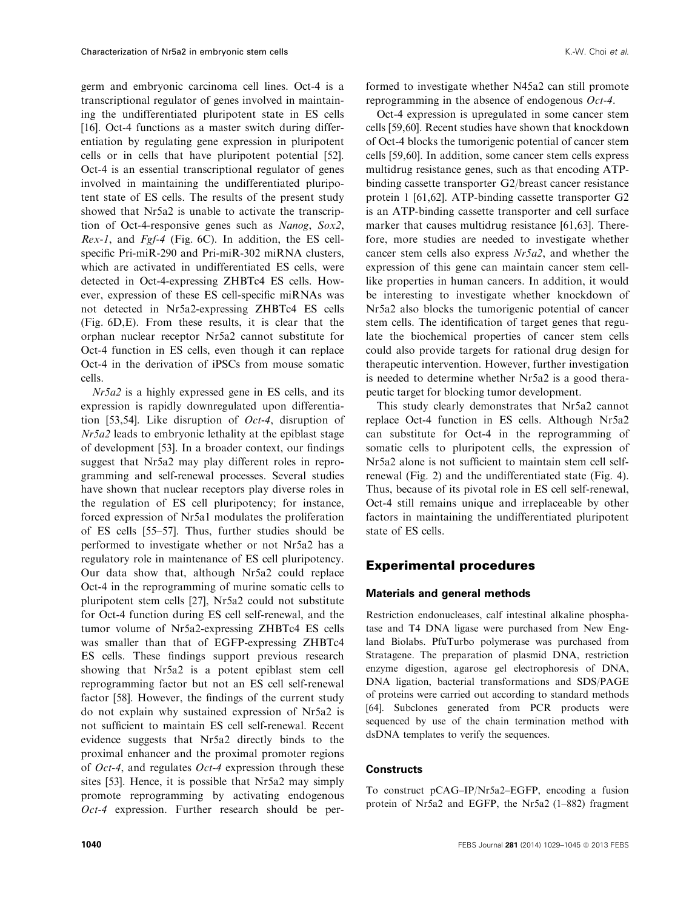germ and embryonic carcinoma cell lines. Oct-4 is a transcriptional regulator of genes involved in maintaining the undifferentiated pluripotent state in ES cells [16]. Oct-4 functions as a master switch during differentiation by regulating gene expression in pluripotent cells or in cells that have pluripotent potential [52]. Oct-4 is an essential transcriptional regulator of genes involved in maintaining the undifferentiated pluripotent state of ES cells. The results of the present study showed that Nr5a2 is unable to activate the transcription of Oct-4-responsive genes such as *Nanog*, *Sox2*, *Rex-1*, and *Fgf-4* (Fig. 6C). In addition, the ES cell-specific Pri-miR-290 and Pri-miR-302 miRNA clusters, which are activated in undifferentiated ES cells, were detected in Oct-4-expressing ZHBTc4 ES cells. However, expression of these ES cell-specific miRNAs was not detected in Nr5a2-expressing ZHBTc4 ES cells (Fig. 6D,E). From these results, it is clear that the orphan nuclear receptor Nr5a2 cannot substitute for Oct-4 function in ES cells, even though it can replace Oct-4 in the derivation of iPSCs from mouse somatic cells.

*Nr5a2* is a highly expressed gene in ES cells, and its expression is rapidly downregulated upon differentiation [53,54]. Like disruption of *Oct-4*, disruption of *Nr5a2* leads to embryonic lethality at the epiblast stage of development [53]. In a broader context, our findings suggest that Nr5a2 may play different roles in reprogramming and self-renewal processes. Several studies have shown that nuclear receptors play diverse roles in the regulation of ES cell pluripotency; for instance, forced expression of Nr5a1 modulates the proliferation of ES cells [55–57]. Thus, further studies should be performed to investigate whether or not Nr5a2 has a regulatory role in maintenance of ES cell pluripotency. Our data show that, although Nr5a2 could replace Oct-4 in the reprogramming of murine somatic cells to pluripotent stem cells [27], Nr5a2 could not substitute for Oct-4 function during ES cell self-renewal, and the tumor volume of Nr5a2-expressing ZHBTc4 ES cells was smaller than that of EGFP-expressing ZHBTc4 ES cells. These findings support previous research showing that Nr5a2 is a potent epiblast stem cell reprogramming factor but not an ES cell self-renewal factor [58]. However, the findings of the current study do not explain why sustained expression of Nr5a2 is not sufficient to maintain ES cell self-renewal. Recent evidence suggests that Nr5a2 directly binds to the proximal enhancer and the proximal promoter regions of *Oct-4*, and regulates *Oct-4* expression through these sites [53]. Hence, it is possible that Nr5a2 may simply promote reprogramming by activating endogenous *Oct-4* expression. Further research should be performed to investigate whether N45a2 can still promote reprogramming in the absence of endogenous *Oct-4*.

Oct-4 expression is upregulated in some cancer stem cells [59,60]. Recent studies have shown that knockdown of Oct-4 blocks the tumorigenic potential of cancer stem cells [59,60]. In addition, some cancer stem cells express multidrug resistance genes, such as that encoding ATP-binding cassette transporter G2/breast cancer resistance protein 1 [61,62]. ATP-binding cassette transporter G2 is an ATP-binding cassette transporter and cell surface marker that causes multidrug resistance [61,63]. Therefore, more studies are needed to investigate whether cancer stem cells also express *Nr5a2*, and whether the expression of this gene can maintain cancer stem cell-like properties in human cancers. In addition, it would be interesting to investigate whether knockdown of Nr5a2 also blocks the tumorigenic potential of cancer stem cells. The identification of target genes that regulate the biochemical properties of cancer stem cells could also provide targets for rational drug design for therapeutic intervention. However, further investigation is needed to determine whether Nr5a2 is a good therapeutic target for blocking tumor development.

This study clearly demonstrates that Nr5a2 cannot replace Oct-4 function in ES cells. Although Nr5a2 can substitute for Oct-4 in the reprogramming of somatic cells to pluripotent cells, the expression of Nr5a2 alone is not sufficient to maintain stem cell self-renewal (Fig. 2) and the undifferentiated state (Fig. 4). Thus, because of its pivotal role in ES cell self-renewal, Oct-4 still remains unique and irreplaceable by other factors in maintaining the undifferentiated pluripotent state of ES cells.

## Experimental procedures

### Materials and general methods

Restriction endonucleases, calf intestinal alkaline phosphatase and T4 DNA ligase were purchased from New England Biolabs. PfuTurbo polymerase was purchased from Stratagene. The preparation of plasmid DNA, restriction enzyme digestion, agarose gel electrophoresis of DNA, DNA ligation, bacterial transformations and SDS/PAGE of proteins were carried out according to standard methods [64]. Subclones generated from PCR products were sequenced by use of the chain termination method with dsDNA templates to verify the sequences.

### Constructs

To construct pCAG–IP/Nr5a2–EGFP, encoding a fusion protein of Nr5a2 and EGFP, the Nr5a2 (1–882) fragment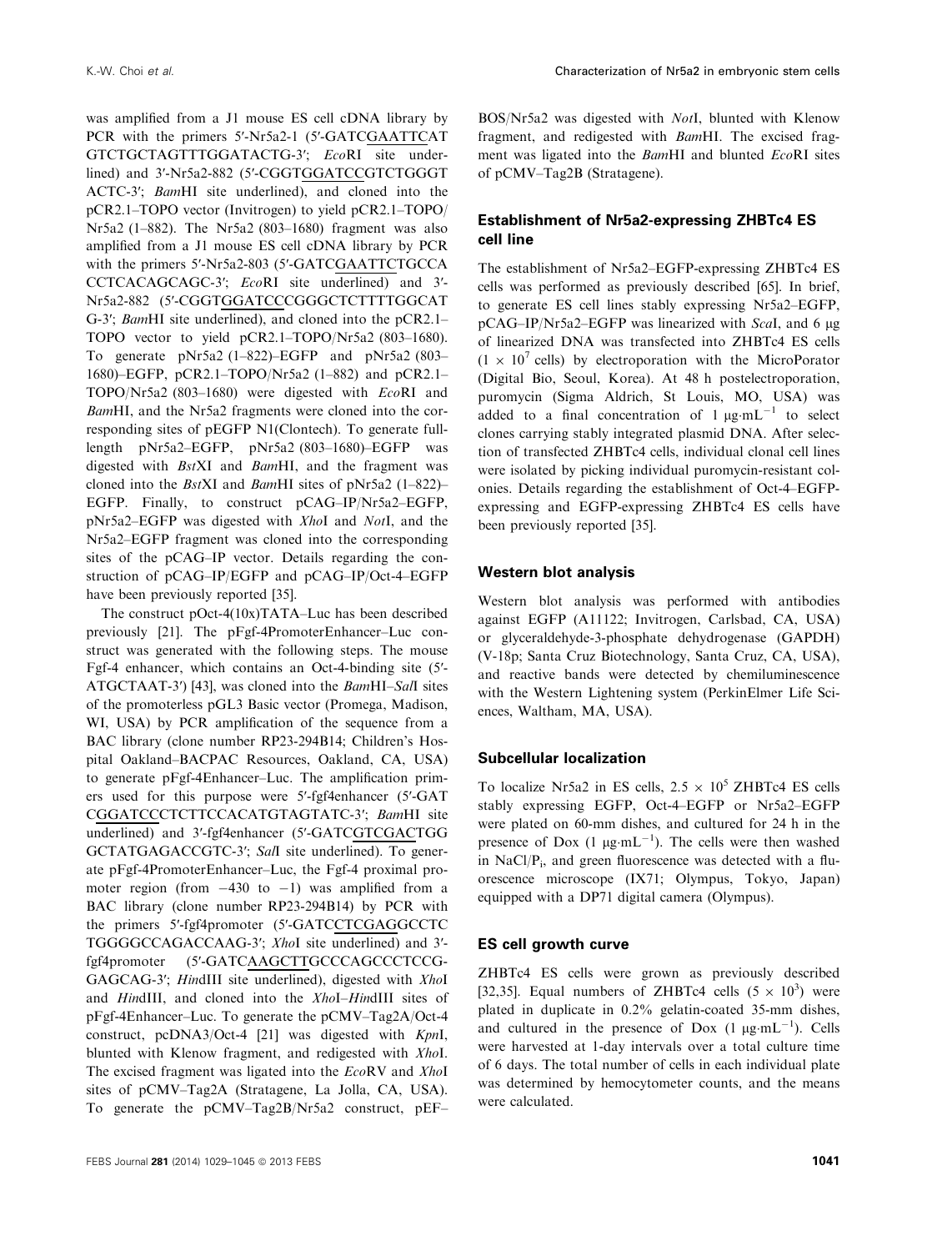was amplified from a J1 mouse ES cell cDNA library by PCR with the primers 5′-Nr5a2-1 (5′-GATCGAATTCAT GTCTGCTAGTTTGGATACTG-3′; *Eco*RI site underlined) and 3′-Nr5a2-882 (5′-CGGTGGATCCGTCTGGGT ACTC-3′; *Bam*HI site underlined), and cloned into the pCR2.1–TOPO vector (Invitrogen) to yield pCR2.1–TOPO/Nr5a2 (1–882). The Nr5a2 (803–1680) fragment was also amplified from a J1 mouse ES cell cDNA library by PCR with the primers 5′-Nr5a2-803 (5′-GATCGAATTCTGCCA CCTCACAGCAGC-3′; *Eco*RI site underlined) and 3′-Nr5a2-882 (5′-CGGTGGATCCCGGGCTCTTTTGGCAT G-3′; *Bam*HI site underlined), and cloned into the pCR2.1–TOPO vector to yield pCR2.1–TOPO/Nr5a2 (803–1680). To generate pNr5a2 (1–822)–EGFP and pNr5a2 (803–1680)–EGFP, pCR2.1–TOPO/Nr5a2 (1–882) and pCR2.1–TOPO/Nr5a2 (803–1680) were digested with *Eco*RI and *Bam*HI, and the Nr5a2 fragments were cloned into the corresponding sites of pEGFP N1(Clontech). To generate full-length pNr5a2–EGFP, pNr5a2 (803–1680)–EGFP was digested with *Bst*XI and *Bam*HI, and the fragment was cloned into the *Bst*XI and *Bam*HI sites of pNr5a2 (1–822)–EGFP. Finally, to construct pCAG–IP/Nr5a2–EGFP, pNr5a2–EGFP was digested with *Xho*I and *Not*I, and the Nr5a2–EGFP fragment was cloned into the corresponding sites of the pCAG–IP vector. Details regarding the construction of pCAG–IP/EGFP and pCAG–IP/Oct-4–EGFP have been previously reported [35].

The construct pOct-4(10x)TATA–Luc has been described previously [21]. The pFgf-4PromoterEnhancer–Luc construct was generated with the following steps. The mouse Fgf-4 enhancer, which contains an Oct-4-binding site (5′-ATGCTAAT-3′) [43], was cloned into the *Bam*HI–*Sal*I sites of the promoterless pGL3 Basic vector (Promega, Madison, WI, USA) by PCR amplification of the sequence from a BAC library (clone number RP23-294B14; Children's Hospital Oakland–BACPAC Resources, Oakland, CA, USA) to generate pFgf-4Enhancer–Luc. The amplification primers used for this purpose were 5′-fgf4enhancer (5′-GAT CGGATCCCTCTTCCACATGTAGTATC-3′; *Bam*HI site underlined) and 3′-fgf4enhancer (5′-GATCGTCGACTGG GCTATGAGACCGTC-3′; *Sal*I site underlined). To generate pFgf-4PromoterEnhancer–Luc, the Fgf-4 proximal promoter region (from −430 to −1) was amplified from a BAC library (clone number RP23-294B14) by PCR with the primers 5′-fgf4promoter (5′-GATCCTCGAGGCCTC TGGGGCCAGACCAAG-3′; *Xho*I site underlined) and 3′-fgf4promoter (5′-GATCAAGCTTGCCCAGCCCTCCG-GAGCAG-3′; *Hin*dIII site underlined), digested with *Xho*I and *Hin*dIII, and cloned into the *Xho*I–*Hin*dIII sites of pFgf-4Enhancer–Luc. To generate the pCMV–Tag2A/Oct-4 construct, pcDNA3/Oct-4 [21] was digested with *Kpn*I, blunted with Klenow fragment, and redigested with *Xho*I. The excised fragment was ligated into the *Eco*RV and *Xho*I sites of pCMV–Tag2A (Stratagene, La Jolla, CA, USA). To generate the pCMV–Tag2B/Nr5a2 construct, pEF–BOS/Nr5a2 was digested with *Not*I, blunted with Klenow fragment, and redigested with *Bam*HI. The excised fragment was ligated into the *Bam*HI and blunted *Eco*RI sites of pCMV–Tag2B (Stratagene).

### Establishment of Nr5a2-expressing ZHBTc4 ES cell line

The establishment of Nr5a2–EGFP-expressing ZHBTc4 ES cells was performed as previously described [65]. In brief, to generate ES cell lines stably expressing Nr5a2–EGFP, pCAG–IP/Nr5a2–EGFP was linearized with *Sca*I, and 6 μg of linearized DNA was transfected into ZHBTc4 ES cells ($1 \times 10^7$ cells) by electroporation with the MicroPorator (Digital Bio, Seoul, Korea). At 48 h postelectroporation, puromycin (Sigma Aldrich, St Louis, MO, USA) was added to a final concentration of 1 $\mu g \cdot mL^{-1}$ to select clones carrying stably integrated plasmid DNA. After selection of transfected ZHBTc4 cells, individual clonal cell lines were isolated by picking individual puromycin-resistant colonies. Details regarding the establishment of Oct-4–EGFP-expressing and EGFP-expressing ZHBTc4 ES cells have been previously reported [35].

### Western blot analysis

Western blot analysis was performed with antibodies against EGFP (A11122; Invitrogen, Carlsbad, CA, USA) or glyceraldehyde-3-phosphate dehydrogenase (GAPDH) (V-18p; Santa Cruz Biotechnology, Santa Cruz, CA, USA), and reactive bands were detected by chemiluminescence with the Western Lightening system (PerkinElmer Life Sciences, Waltham, MA, USA).

### Subcellular localization

To localize Nr5a2 in ES cells, $2.5 \times 10^5$ ZHBTc4 ES cells stably expressing EGFP, Oct-4–EGFP or Nr5a2–EGFP were plated on 60-mm dishes, and cultured for 24 h in the presence of Dox (1 $\mu g \cdot mL^{-1}$). The cells were then washed in NaCl/$P_i$, and green fluorescence was detected with a fluorescence microscope (IX71; Olympus, Tokyo, Japan) equipped with a DP71 digital camera (Olympus).

### ES cell growth curve

ZHBTc4 ES cells were grown as previously described [32,35]. Equal numbers of ZHBTc4 cells ($5 \times 10^3$) were plated in duplicate in 0.2% gelatin-coated 35-mm dishes, and cultured in the presence of Dox (1 $\mu g \cdot mL^{-1}$). Cells were harvested at 1-day intervals over a total culture time of 6 days. The total number of cells in each individual plate was determined by hemocytometer counts, and the means were calculated.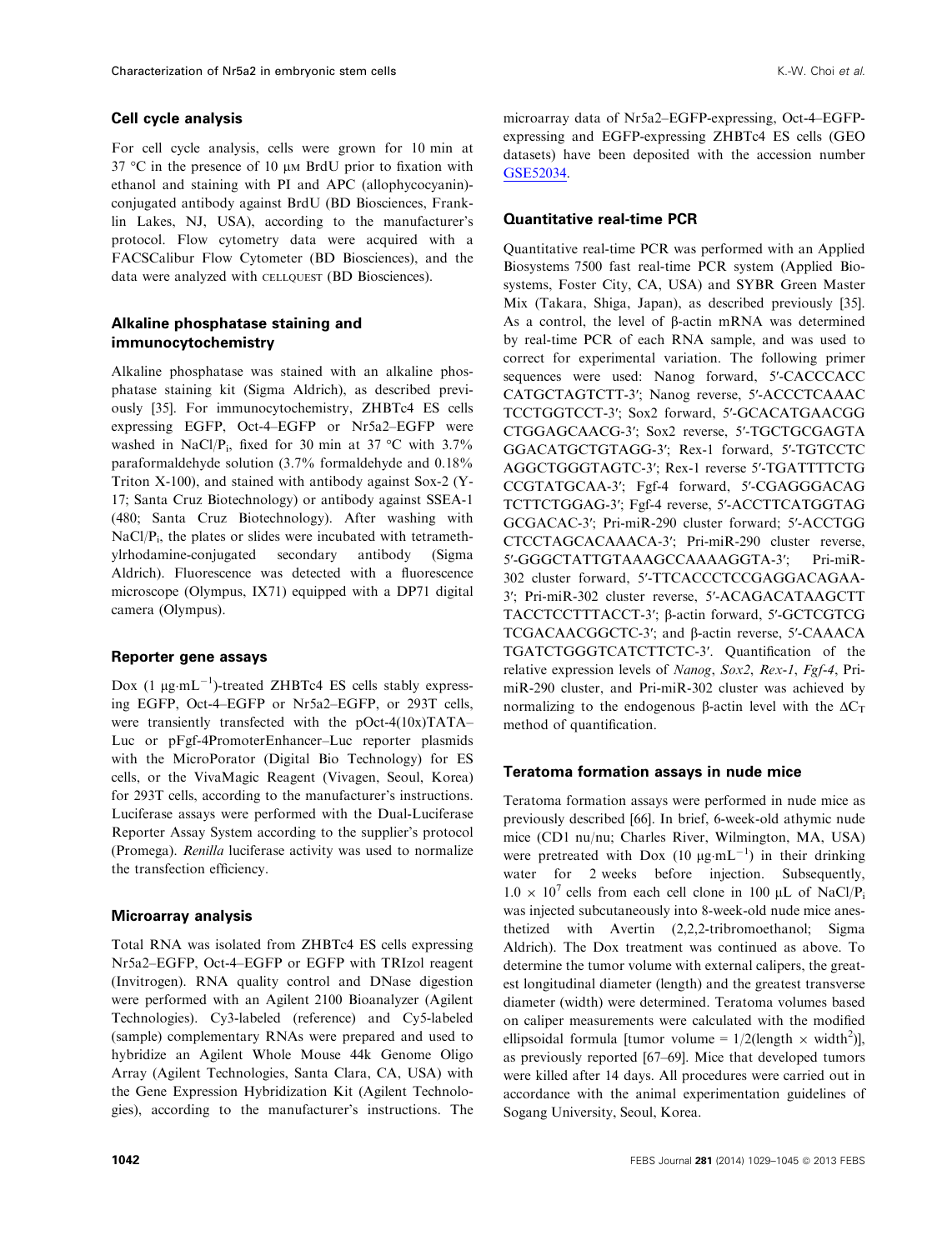### Cell cycle analysis

For cell cycle analysis, cells were grown for 10 min at 37 °C in the presence of 10 μM BrdU prior to fixation with ethanol and staining with PI and APC (allophycocyanin)-conjugated antibody against BrdU (BD Biosciences, Franklin Lakes, NJ, USA), according to the manufacturer's protocol. Flow cytometry data were acquired with a FACSCalibur Flow Cytometer (BD Biosciences), and the data were analyzed with CELLQUEST (BD Biosciences).

### Alkaline phosphatase staining and immunocytochemistry

Alkaline phosphatase was stained with an alkaline phosphatase staining kit (Sigma Aldrich), as described previously [35]. For immunocytochemistry, ZHBTc4 ES cells expressing EGFP, Oct-4–EGFP or Nr5a2–EGFP were washed in $NaCl/P_i$, fixed for 30 min at 37 °C with 3.7% paraformaldehyde solution (3.7% formaldehyde and 0.18% Triton X-100), and stained with antibody against Sox-2 (Y-17; Santa Cruz Biotechnology) or antibody against SSEA-1 (480; Santa Cruz Biotechnology). After washing with $NaCl/P_i$, the plates or slides were incubated with tetramethylrhodamine-conjugated secondary antibody (Sigma Aldrich). Fluorescence was detected with a fluorescence microscope (Olympus, IX71) equipped with a DP71 digital camera (Olympus).

### Reporter gene assays

Dox (1 $\mu g \cdot mL^{-1}$)-treated ZHBTc4 ES cells stably expressing EGFP, Oct-4–EGFP or Nr5a2–EGFP, or 293T cells, were transiently transfected with the pOct-4(10x)TATA–Luc or pFgf-4PromoterEnhancer–Luc reporter plasmids with the MicroPorator (Digital Bio Technology) for ES cells, or the VivaMagic Reagent (Vivagen, Seoul, Korea) for 293T cells, according to the manufacturer's instructions. Luciferase assays were performed with the Dual-Luciferase Reporter Assay System according to the supplier's protocol (Promega). *Renilla* luciferase activity was used to normalize the transfection efficiency.

### Microarray analysis

Total RNA was isolated from ZHBTc4 ES cells expressing Nr5a2–EGFP, Oct-4–EGFP or EGFP with TRIzol reagent (Invitrogen). RNA quality control and DNase digestion were performed with an Agilent 2100 Bioanalyzer (Agilent Technologies). Cy3-labeled (reference) and Cy5-labeled (sample) complementary RNAs were prepared and used to hybridize an Agilent Whole Mouse 44k Genome Oligo Array (Agilent Technologies, Santa Clara, CA, USA) with the Gene Expression Hybridization Kit (Agilent Technologies), according to the manufacturer's instructions. The microarray data of Nr5a2–EGFP-expressing, Oct-4–EGFP-expressing and EGFP-expressing ZHBTc4 ES cells (GEO datasets) have been deposited with the accession number GSE52034.

### Quantitative real-time PCR

Quantitative real-time PCR was performed with an Applied Biosystems 7500 fast real-time PCR system (Applied Biosystems, Foster City, CA, USA) and SYBR Green Master Mix (Takara, Shiga, Japan), as described previously [35]. As a control, the level of β-actin mRNA was determined by real-time PCR of each RNA sample, and was used to correct for experimental variation. The following primer sequences were used: Nanog forward, 5′-CACCCACC CATGCTAGTCTT-3′; Nanog reverse, 5′-ACCCTCAAAC TCCTGGTCCT-3′; Sox2 forward, 5′-GCACATGAACGG CTGGAGCAACG-3′; Sox2 reverse, 5′-TGCTGCGAGTA GGACATGCTGTAGG-3′; Rex-1 forward, 5′-TGTCCTC AGGCTGGGTAGTC-3′; Rex-1 reverse 5′-TGATTTTCTG CCGTATGCAA-3′; Fgf-4 forward, 5′-CGAGGGACAG TCTTCTGGAG-3′; Fgf-4 reverse, 5′-ACCTTCATGGTAG GCGACAC-3′; Pri-miR-290 cluster forward; 5′-ACCTGG CTCCTAGCACAAACA-3′; Pri-miR-290 cluster reverse, 5′-GGGCTATTGTAAAGCCAAAAGGTA-3′; Pri-miR-302 cluster forward, 5′-TTCACCCTCCGAGGACAGAA-3′; Pri-miR-302 cluster reverse, 5′-ACAGACATAAGCTT TACCTCCTTTACCT-3′; β-actin forward, 5′-GCTCGTCG TCGACAACGGCTC-3′; and β-actin reverse, 5′-CAAACA TGATCTGGGTCATCTTCTC-3′. Quantification of the relative expression levels of *Nanog*, *Sox2*, *Rex-1*, *Fgf-4*, Pri-miR-290 cluster, and Pri-miR-302 cluster was achieved by normalizing to the endogenous β-actin level with the $\Delta C_T$ method of quantification.

### Teratoma formation assays in nude mice

Teratoma formation assays were performed in nude mice as previously described [66]. In brief, 6-week-old athymic nude mice (CD1 nu/nu; Charles River, Wilmington, MA, USA) were pretreated with Dox (10 $\mu g \cdot mL^{-1}$) in their drinking water for 2 weeks before injection. Subsequently, $1.0 \times 10^7$ cells from each cell clone in 100 μL of $NaCl/P_i$ was injected subcutaneously into 8-week-old nude mice anesthetized with Avertin (2,2,2-tribromoethanol; Sigma Aldrich). The Dox treatment was continued as above. To determine the tumor volume with external calipers, the greatest longitudinal diameter (length) and the greatest transverse diameter (width) were determined. Teratoma volumes based on caliper measurements were calculated with the modified ellipsoidal formula [tumor volume = $1/2(\text{length} \times \text{width}^2)$], as previously reported [67–69]. Mice that developed tumors were killed after 14 days. All procedures were carried out in accordance with the animal experimentation guidelines of Sogang University, Seoul, Korea.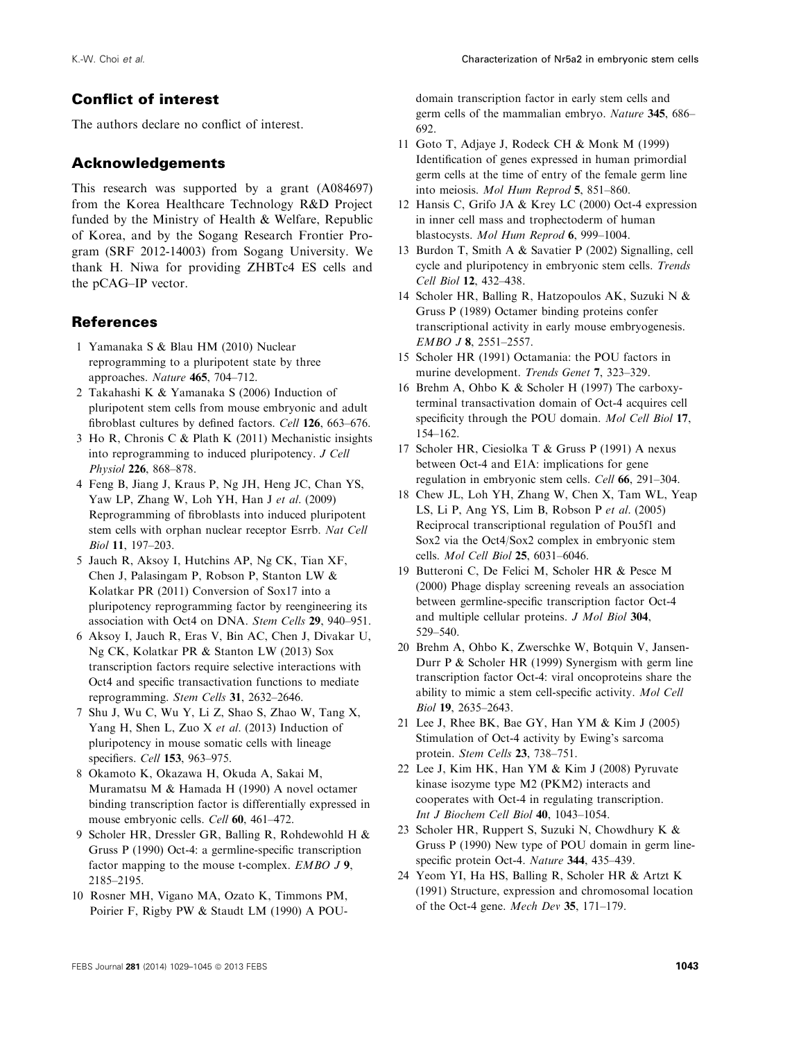## Conflict of interest

The authors declare no conflict of interest.

## Acknowledgements

This research was supported by a grant (A084697) from the Korea Healthcare Technology R&D Project funded by the Ministry of Health & Welfare, Republic of Korea, and by the Sogang Research Frontier Program (SRF 2012-14003) from Sogang University. We thank H. Niwa for providing ZHBTc4 ES cells and the pCAG–IP vector.

## References

1 Yamanaka S & Blau HM (2010) Nuclear reprogramming to a pluripotent state by three approaches. *Nature* **465**, 704–712.

2 Takahashi K & Yamanaka S (2006) Induction of pluripotent stem cells from mouse embryonic and adult fibroblast cultures by defined factors. *Cell* **126**, 663–676.

3 Ho R, Chronis C & Plath K (2011) Mechanistic insights into reprogramming to induced pluripotency. *J Cell Physiol* **226**, 868–878.

4 Feng B, Jiang J, Kraus P, Ng JH, Heng JC, Chan YS, Yaw LP, Zhang W, Loh YH, Han J *et al*. (2009) Reprogramming of fibroblasts into induced pluripotent stem cells with orphan nuclear receptor Esrrb. *Nat Cell Biol* **11**, 197–203.

5 Jauch R, Aksoy I, Hutchins AP, Ng CK, Tian XF, Chen J, Palasingam P, Robson P, Stanton LW & Kolatkar PR (2011) Conversion of Sox17 into a pluripotency reprogramming factor by reengineering its association with Oct4 on DNA. *Stem Cells* **29**, 940–951.

6 Aksoy I, Jauch R, Eras V, Bin AC, Chen J, Divakar U, Ng CK, Kolatkar PR & Stanton LW (2013) Sox transcription factors require selective interactions with Oct4 and specific transactivation functions to mediate reprogramming. *Stem Cells* **31**, 2632–2646.

7 Shu J, Wu C, Wu Y, Li Z, Shao S, Zhao W, Tang X, Yang H, Shen L, Zuo X *et al*. (2013) Induction of pluripotency in mouse somatic cells with lineage specifiers. *Cell* **153**, 963–975.

8 Okamoto K, Okazawa H, Okuda A, Sakai M, Muramatsu M & Hamada H (1990) A novel octamer binding transcription factor is differentially expressed in mouse embryonic cells. *Cell* **60**, 461–472.

9 Scholer HR, Dressler GR, Balling R, Rohdewohld H & Gruss P (1990) Oct-4: a germline-specific transcription factor mapping to the mouse t-complex. *EMBO J* **9**, 2185–2195.

10 Rosner MH, Vigano MA, Ozato K, Timmons PM, Poirier F, Rigby PW & Staudt LM (1990) A POU-domain transcription factor in early stem cells and germ cells of the mammalian embryo. *Nature* **345**, 686–692.

11 Goto T, Adjaye J, Rodeck CH & Monk M (1999) Identification of genes expressed in human primordial germ cells at the time of entry of the female germ line into meiosis. *Mol Hum Reprod* **5**, 851–860.

12 Hansis C, Grifo JA & Krey LC (2000) Oct-4 expression in inner cell mass and trophectoderm of human blastocysts. *Mol Hum Reprod* **6**, 999–1004.

13 Burdon T, Smith A & Savatier P (2002) Signalling, cell cycle and pluripotency in embryonic stem cells. *Trends Cell Biol* **12**, 432–438.

14 Scholer HR, Balling R, Hatzopoulos AK, Suzuki N & Gruss P (1989) Octamer binding proteins confer transcriptional activity in early mouse embryogenesis. *EMBO J* **8**, 2551–2557.

15 Scholer HR (1991) Octamania: the POU factors in murine development. *Trends Genet* **7**, 323–329.

16 Brehm A, Ohbo K & Scholer H (1997) The carboxy-terminal transactivation domain of Oct-4 acquires cell specificity through the POU domain. *Mol Cell Biol* **17**, 154–162.

17 Scholer HR, Ciesiolka T & Gruss P (1991) A nexus between Oct-4 and E1A: implications for gene regulation in embryonic stem cells. *Cell* **66**, 291–304.

18 Chew JL, Loh YH, Zhang W, Chen X, Tam WL, Yeap LS, Li P, Ang YS, Lim B, Robson P *et al*. (2005) Reciprocal transcriptional regulation of Pou5f1 and Sox2 via the Oct4/Sox2 complex in embryonic stem cells. *Mol Cell Biol* **25**, 6031–6046.

19 Butteroni C, De Felici M, Scholer HR & Pesce M (2000) Phage display screening reveals an association between germline-specific transcription factor Oct-4 and multiple cellular proteins. *J Mol Biol* **304**, 529–540.

20 Brehm A, Ohbo K, Zwerschke W, Botquin V, Jansen-Durr P & Scholer HR (1999) Synergism with germ line transcription factor Oct-4: viral oncoproteins share the ability to mimic a stem cell-specific activity. *Mol Cell Biol* **19**, 2635–2643.

21 Lee J, Rhee BK, Bae GY, Han YM & Kim J (2005) Stimulation of Oct-4 activity by Ewing's sarcoma protein. *Stem Cells* **23**, 738–751.

22 Lee J, Kim HK, Han YM & Kim J (2008) Pyruvate kinase isozyme type M2 (PKM2) interacts and cooperates with Oct-4 in regulating transcription. *Int J Biochem Cell Biol* **40**, 1043–1054.

23 Scholer HR, Ruppert S, Suzuki N, Chowdhury K & Gruss P (1990) New type of POU domain in germ line-specific protein Oct-4. *Nature* **344**, 435–439.

24 Yeom YI, Ha HS, Balling R, Scholer HR & Artzt K (1991) Structure, expression and chromosomal location of the Oct-4 gene. *Mech Dev* **35**, 171–179.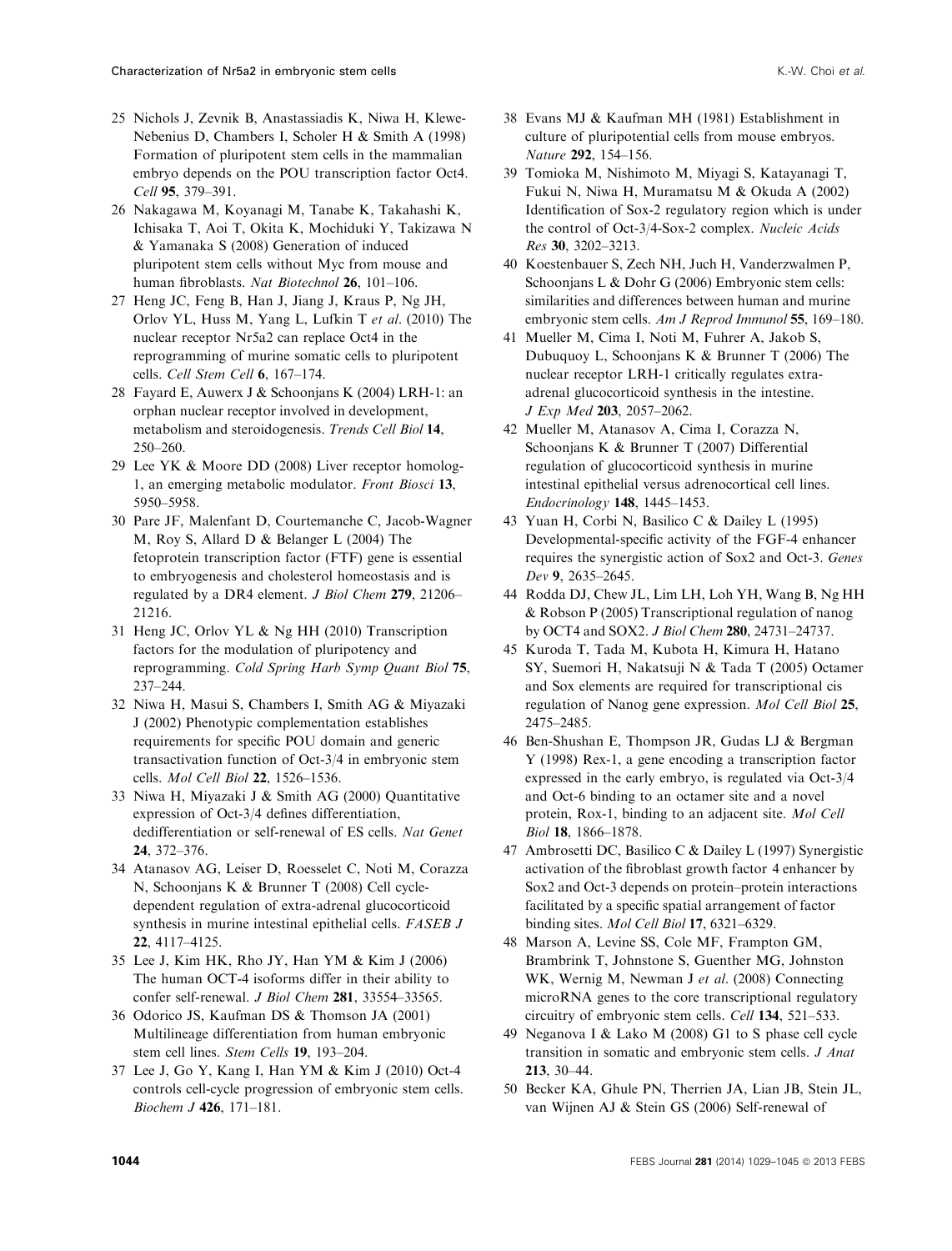25 Nichols J, Zevnik B, Anastassiadis K, Niwa H, Klewe-Nebenius D, Chambers I, Scholer H & Smith A (1998) Formation of pluripotent stem cells in the mammalian embryo depends on the POU transcription factor Oct4. *Cell* **95**, 379–391.

26 Nakagawa M, Koyanagi M, Tanabe K, Takahashi K, Ichisaka T, Aoi T, Okita K, Mochiduki Y, Takizawa N & Yamanaka S (2008) Generation of induced pluripotent stem cells without Myc from mouse and human fibroblasts. *Nat Biotechnol* **26**, 101–106.

27 Heng JC, Feng B, Han J, Jiang J, Kraus P, Ng JH, Orlov YL, Huss M, Yang L, Lufkin T *et al.* (2010) The nuclear receptor Nr5a2 can replace Oct4 in the reprogramming of murine somatic cells to pluripotent cells. *Cell Stem Cell* **6**, 167–174.

28 Fayard E, Auwerx J & Schoonjans K (2004) LRH-1: an orphan nuclear receptor involved in development, metabolism and steroidogenesis. *Trends Cell Biol* **14**, 250–260.

29 Lee YK & Moore DD (2008) Liver receptor homolog-1, an emerging metabolic modulator. *Front Biosci* **13**, 5950–5958.

30 Pare JF, Malenfant D, Courtemanche C, Jacob-Wagner M, Roy S, Allard D & Belanger L (2004) The fetoprotein transcription factor (FTF) gene is essential to embryogenesis and cholesterol homeostasis and is regulated by a DR4 element. *J Biol Chem* **279**, 21206–21216.

31 Heng JC, Orlov YL & Ng HH (2010) Transcription factors for the modulation of pluripotency and reprogramming. *Cold Spring Harb Symp Quant Biol* **75**, 237–244.

32 Niwa H, Masui S, Chambers I, Smith AG & Miyazaki J (2002) Phenotypic complementation establishes requirements for specific POU domain and generic transactivation function of Oct-3/4 in embryonic stem cells. *Mol Cell Biol* **22**, 1526–1536.

33 Niwa H, Miyazaki J & Smith AG (2000) Quantitative expression of Oct-3/4 defines differentiation, dedifferentiation or self-renewal of ES cells. *Nat Genet* **24**, 372–376.

34 Atanasov AG, Leiser D, Roesselet C, Noti M, Corazza N, Schoonjans K & Brunner T (2008) Cell cycle-dependent regulation of extra-adrenal glucocorticoid synthesis in murine intestinal epithelial cells. *FASEB J* **22**, 4117–4125.

35 Lee J, Kim HK, Rho JY, Han YM & Kim J (2006) The human OCT-4 isoforms differ in their ability to confer self-renewal. *J Biol Chem* **281**, 33554–33565.

36 Odorico JS, Kaufman DS & Thomson JA (2001) Multilineage differentiation from human embryonic stem cell lines. *Stem Cells* **19**, 193–204.

37 Lee J, Go Y, Kang I, Han YM & Kim J (2010) Oct-4 controls cell-cycle progression of embryonic stem cells. *Biochem J* **426**, 171–181.

38 Evans MJ & Kaufman MH (1981) Establishment in culture of pluripotential cells from mouse embryos. *Nature* **292**, 154–156.

39 Tomioka M, Nishimoto M, Miyagi S, Katayanagi T, Fukui N, Niwa H, Muramatsu M & Okuda A (2002) Identification of Sox-2 regulatory region which is under the control of Oct-3/4-Sox-2 complex. *Nucleic Acids Res* **30**, 3202–3213.

40 Koestenbauer S, Zech NH, Juch H, Vanderzwalmen P, Schoonjans L & Dohr G (2006) Embryonic stem cells: similarities and differences between human and murine embryonic stem cells. *Am J Reprod Immunol* **55**, 169–180.

41 Mueller M, Cima I, Noti M, Fuhrer A, Jakob S, Dubuquoy L, Schoonjans K & Brunner T (2006) The nuclear receptor LRH-1 critically regulates extra-adrenal glucocorticoid synthesis in the intestine. *J Exp Med* **203**, 2057–2062.

42 Mueller M, Atanasov A, Cima I, Corazza N, Schoonjans K & Brunner T (2007) Differential regulation of glucocorticoid synthesis in murine intestinal epithelial versus adrenocortical cell lines. *Endocrinology* **148**, 1445–1453.

43 Yuan H, Corbi N, Basilico C & Dailey L (1995) Developmental-specific activity of the FGF-4 enhancer requires the synergistic action of Sox2 and Oct-3. *Genes Dev* **9**, 2635–2645.

44 Rodda DJ, Chew JL, Lim LH, Loh YH, Wang B, Ng HH & Robson P (2005) Transcriptional regulation of nanog by OCT4 and SOX2. *J Biol Chem* **280**, 24731–24737.

45 Kuroda T, Tada M, Kubota H, Kimura H, Hatano SY, Suemori H, Nakatsuji N & Tada T (2005) Octamer and Sox elements are required for transcriptional cis regulation of Nanog gene expression. *Mol Cell Biol* **25**, 2475–2485.

46 Ben-Shushan E, Thompson JR, Gudas LJ & Bergman Y (1998) Rex-1, a gene encoding a transcription factor expressed in the early embryo, is regulated via Oct-3/4 and Oct-6 binding to an octamer site and a novel protein, Rox-1, binding to an adjacent site. *Mol Cell Biol* **18**, 1866–1878.

47 Ambrosetti DC, Basilico C & Dailey L (1997) Synergistic activation of the fibroblast growth factor 4 enhancer by Sox2 and Oct-3 depends on protein–protein interactions facilitated by a specific spatial arrangement of factor binding sites. *Mol Cell Biol* **17**, 6321–6329.

48 Marson A, Levine SS, Cole MF, Frampton GM, Brambrink T, Johnstone S, Guenther MG, Johnston WK, Wernig M, Newman J *et al.* (2008) Connecting microRNA genes to the core transcriptional regulatory circuitry of embryonic stem cells. *Cell* **134**, 521–533.

49 Neganova I & Lako M (2008) G1 to S phase cell cycle transition in somatic and embryonic stem cells. *J Anat* **213**, 30–44.

50 Becker KA, Ghule PN, Therrien JA, Lian JB, Stein JL, van Wijnen AJ & Stein GS (2006) Self-renewal of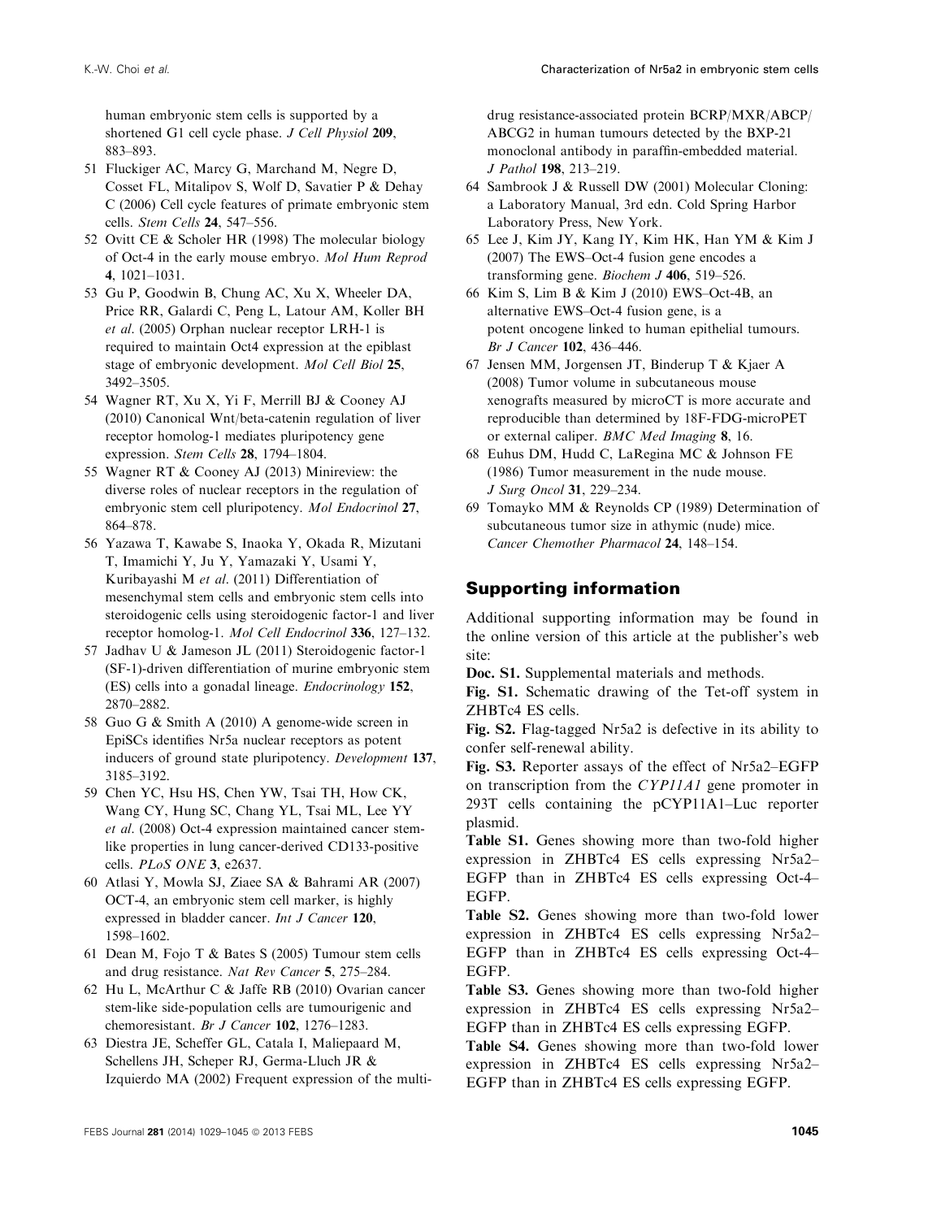human embryonic stem cells is supported by a shortened G1 cell cycle phase. *J Cell Physiol* **209**, 883–893.

51 Fluckiger AC, Marcy G, Marchand M, Negre D, Cosset FL, Mitalipov S, Wolf D, Savatier P & Dehay C (2006) Cell cycle features of primate embryonic stem cells. *Stem Cells* **24**, 547–556.

52 Ovitt CE & Scholer HR (1998) The molecular biology of Oct-4 in the early mouse embryo. *Mol Hum Reprod* **4**, 1021–1031.

53 Gu P, Goodwin B, Chung AC, Xu X, Wheeler DA, Price RR, Galardi C, Peng L, Latour AM, Koller BH *et al*. (2005) Orphan nuclear receptor LRH-1 is required to maintain Oct4 expression at the epiblast stage of embryonic development. *Mol Cell Biol* **25**, 3492–3505.

54 Wagner RT, Xu X, Yi F, Merrill BJ & Cooney AJ (2010) Canonical Wnt/beta-catenin regulation of liver receptor homolog-1 mediates pluripotency gene expression. *Stem Cells* **28**, 1794–1804.

55 Wagner RT & Cooney AJ (2013) Minireview: the diverse roles of nuclear receptors in the regulation of embryonic stem cell pluripotency. *Mol Endocrinol* **27**, 864–878.

56 Yazawa T, Kawabe S, Inaoka Y, Okada R, Mizutani T, Imamichi Y, Ju Y, Yamazaki Y, Usami Y, Kuribayashi M *et al*. (2011) Differentiation of mesenchymal stem cells and embryonic stem cells into steroidogenic cells using steroidogenic factor-1 and liver receptor homolog-1. *Mol Cell Endocrinol* **336**, 127–132.

57 Jadhav U & Jameson JL (2011) Steroidogenic factor-1 (SF-1)-driven differentiation of murine embryonic stem (ES) cells into a gonadal lineage. *Endocrinology* **152**, 2870–2882.

58 Guo G & Smith A (2010) A genome-wide screen in EpiSCs identifies Nr5a nuclear receptors as potent inducers of ground state pluripotency. *Development* **137**, 3185–3192.

59 Chen YC, Hsu HS, Chen YW, Tsai TH, How CK, Wang CY, Hung SC, Chang YL, Tsai ML, Lee YY *et al*. (2008) Oct-4 expression maintained cancer stem-like properties in lung cancer-derived CD133-positive cells. *PLoS ONE* **3**, e2637.

60 Atlasi Y, Mowla SJ, Ziaee SA & Bahrami AR (2007) OCT-4, an embryonic stem cell marker, is highly expressed in bladder cancer. *Int J Cancer* **120**, 1598–1602.

61 Dean M, Fojo T & Bates S (2005) Tumour stem cells and drug resistance. *Nat Rev Cancer* **5**, 275–284.

62 Hu L, McArthur C & Jaffe RB (2010) Ovarian cancer stem-like side-population cells are tumourigenic and chemoresistant. *Br J Cancer* **102**, 1276–1283.

63 Diestra JE, Scheffer GL, Catala I, Maliepaard M, Schellens JH, Scheper RJ, Germa-Lluch JR & Izquierdo MA (2002) Frequent expression of the multi-drug resistance-associated protein BCRP/MXR/ABCP/ABCG2 in human tumours detected by the BXP-21 monoclonal antibody in paraffin-embedded material. *J Pathol* **198**, 213–219.

64 Sambrook J & Russell DW (2001) Molecular Cloning: a Laboratory Manual, 3rd edn. Cold Spring Harbor Laboratory Press, New York.

65 Lee J, Kim JY, Kang IY, Kim HK, Han YM & Kim J (2007) The EWS–Oct-4 fusion gene encodes a transforming gene. *Biochem J* **406**, 519–526.

66 Kim S, Lim B & Kim J (2010) EWS–Oct-4B, an alternative EWS–Oct-4 fusion gene, is a potent oncogene linked to human epithelial tumours. *Br J Cancer* **102**, 436–446.

67 Jensen MM, Jorgensen JT, Binderup T & Kjaer A (2008) Tumor volume in subcutaneous mouse xenografts measured by microCT is more accurate and reproducible than determined by 18F-FDG-microPET or external caliper. *BMC Med Imaging* **8**, 16.

68 Euhus DM, Hudd C, LaRegina MC & Johnson FE (1986) Tumor measurement in the nude mouse. *J Surg Oncol* **31**, 229–234.

69 Tomayko MM & Reynolds CP (1989) Determination of subcutaneous tumor size in athymic (nude) mice. *Cancer Chemother Pharmacol* **24**, 148–154.

## Supporting information

Additional supporting information may be found in the online version of this article at the publisher's web site:

**Doc. S1.** Supplemental materials and methods.

**Fig. S1.** Schematic drawing of the Tet-off system in ZHBTc4 ES cells.

**Fig. S2.** Flag-tagged Nr5a2 is defective in its ability to confer self-renewal ability.

**Fig. S3.** Reporter assays of the effect of Nr5a2–EGFP on transcription from the *CYP11A1* gene promoter in 293T cells containing the pCYP11A1–Luc reporter plasmid.

**Table S1.** Genes showing more than two-fold higher expression in ZHBTc4 ES cells expressing Nr5a2–EGFP than in ZHBTc4 ES cells expressing Oct-4–EGFP.

**Table S2.** Genes showing more than two-fold lower expression in ZHBTc4 ES cells expressing Nr5a2–EGFP than in ZHBTc4 ES cells expressing Oct-4–EGFP.

**Table S3.** Genes showing more than two-fold higher expression in ZHBTc4 ES cells expressing Nr5a2–EGFP than in ZHBTc4 ES cells expressing EGFP.

**Table S4.** Genes showing more than two-fold lower expression in ZHBTc4 ES cells expressing Nr5a2–EGFP than in ZHBTc4 ES cells expressing EGFP.